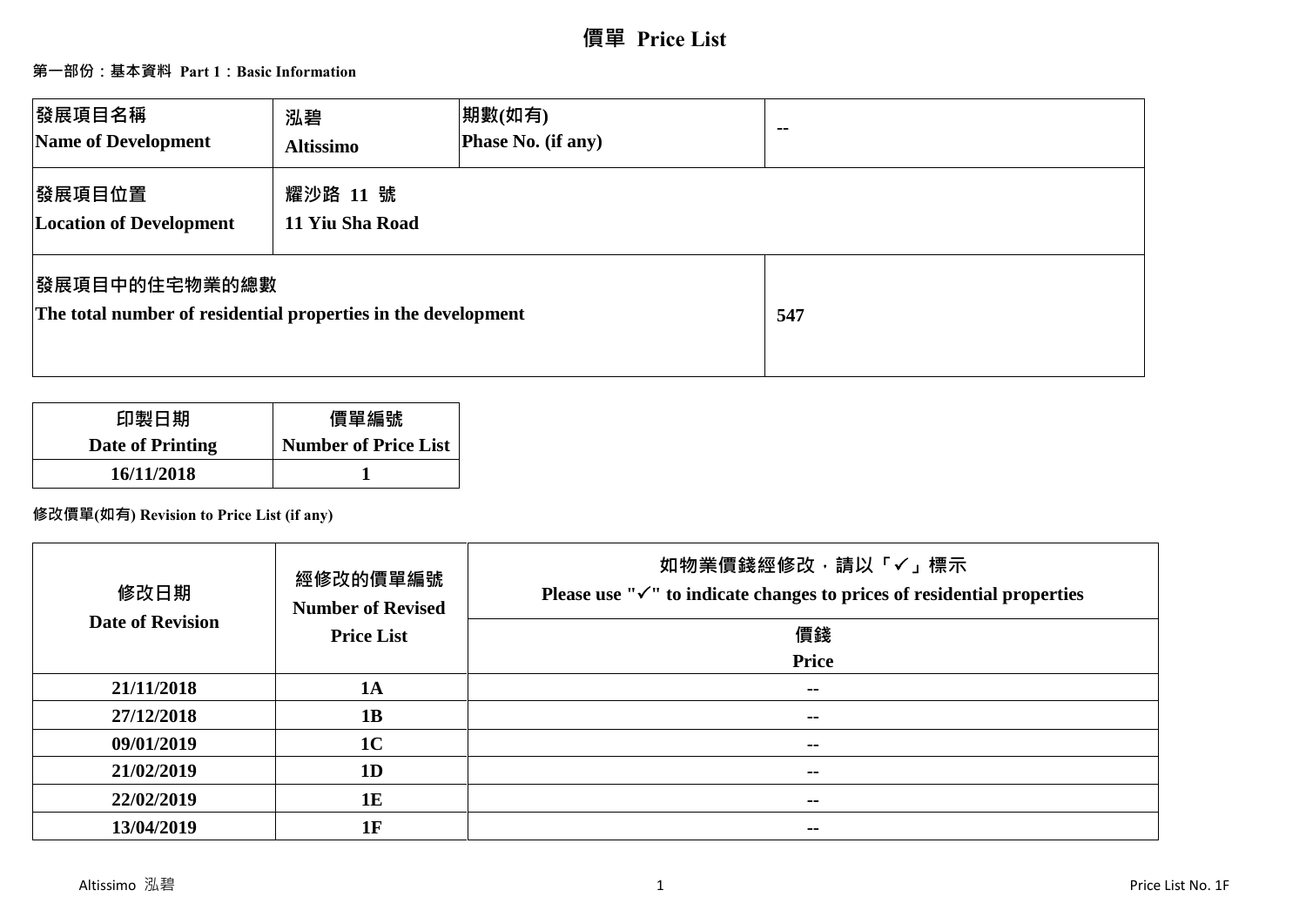# 價單 Price List

## 第一部份：基本資料 Part 1：Basic Information

| 發展項目名稱<br>Name of Development | 泓碧<br>Altissimo | 期數(如有)<br>Phase No. (if any) | -- |
|---|---|---|---|
| 發展項目位置<br>Location of Development | 耀沙路 11 號<br>11 Yiu Sha Road | | |
| 發展項目中的住宅物業的總數<br>The total number of residential properties in the development | | | 547 |

| 印製日期<br>Date of Printing | 價單編號<br>Number of Price List |
|---|---|
| 16/11/2018 | 1 |

修改價單(如有) Revision to Price List (if any)

| 修改日期<br>Date of Revision | 經修改的價單編號<br>Number of Revised Price List | 如物業價錢經修改，請以「✓」標示<br>Please use "✓" to indicate changes to prices of residential properties<br>價錢<br>Price |
|---|---|---|
| 21/11/2018 | 1A | -- |
| 27/12/2018 | 1B | -- |
| 09/01/2019 | 1C | -- |
| 21/02/2019 | 1D | -- |
| 22/02/2019 | 1E | -- |
| 13/04/2019 | 1F | -- |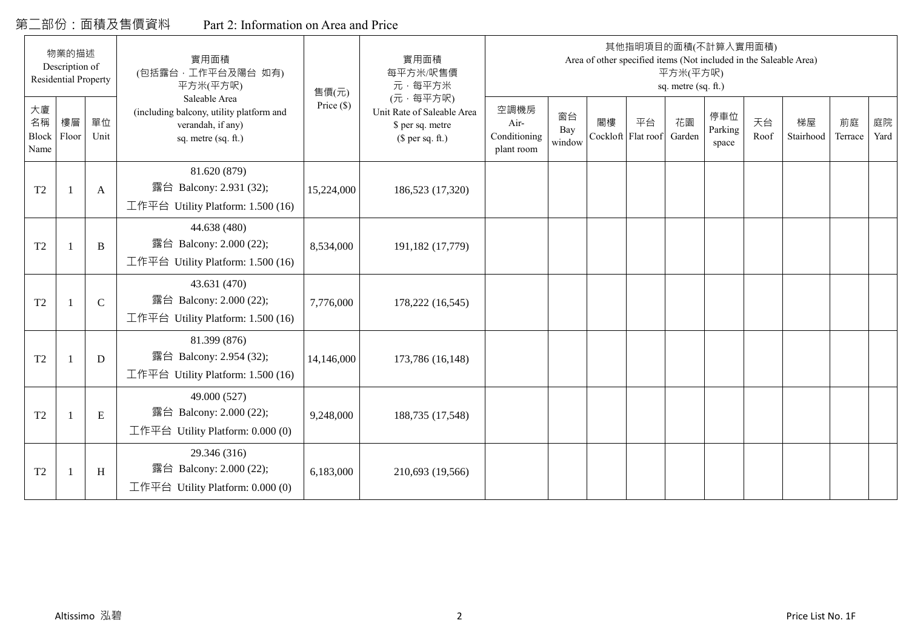# 第二部份：面積及售價資料 Part 2: Information on Area and Price

| 物業的描述 Description of Residential Property | | | 實用面積 (包括露台，工作平台及陽台 如有) 平方米(平方呎) Saleable Area (including balcony, utility platform and verandah, if any) sq. metre (sq. ft.) | 售價(元) Price ($) | 實用面積 每平方米/呎售價 元，每平方米 (元，每平方呎) Unit Rate of Saleable Area $ per sq. metre ($ per sq. ft.) | 其他指明項目的面積(不計算入實用面積) Area of other specified items (Not included in the Saleable Area) 平方米(平方呎) sq. metre (sq. ft.) | | | | | | | | | |
|---|---|---|---|---|---|---|---|---|---|---|---|---|---|---|---|
| 大廈名稱 Block Name | 樓層 Floor | 單位 Unit | | | | 空調機房 Air-Conditioning plant room | 窗台 Bay window | 閣樓 Cockloft | 平台 Flat roof | 花園 Garden | 停車位 Parking space | 天台 Roof | 梯屋 Stairhood | 前庭 Terrace | 庭院 Yard |
| T2 | 1 | A | 81.620 (879) 露台 Balcony: 2.931 (32); 工作平台 Utility Platform: 1.500 (16) | 15,224,000 | 186,523 (17,320) | | | | | | | | | | |
| T2 | 1 | B | 44.638 (480) 露台 Balcony: 2.000 (22); 工作平台 Utility Platform: 1.500 (16) | 8,534,000 | 191,182 (17,779) | | | | | | | | | | |
| T2 | 1 | C | 43.631 (470) 露台 Balcony: 2.000 (22); 工作平台 Utility Platform: 1.500 (16) | 7,776,000 | 178,222 (16,545) | | | | | | | | | | |
| T2 | 1 | D | 81.399 (876) 露台 Balcony: 2.954 (32); 工作平台 Utility Platform: 1.500 (16) | 14,146,000 | 173,786 (16,148) | | | | | | | | | | |
| T2 | 1 | E | 49.000 (527) 露台 Balcony: 2.000 (22); 工作平台 Utility Platform: 0.000 (0) | 9,248,000 | 188,735 (17,548) | | | | | | | | | | |
| T2 | 1 | H | 29.346 (316) 露台 Balcony: 2.000 (22); 工作平台 Utility Platform: 0.000 (0) | 6,183,000 | 210,693 (19,566) | | | | | | | | | | |

Altissimo 泓碧 Price List No. 1F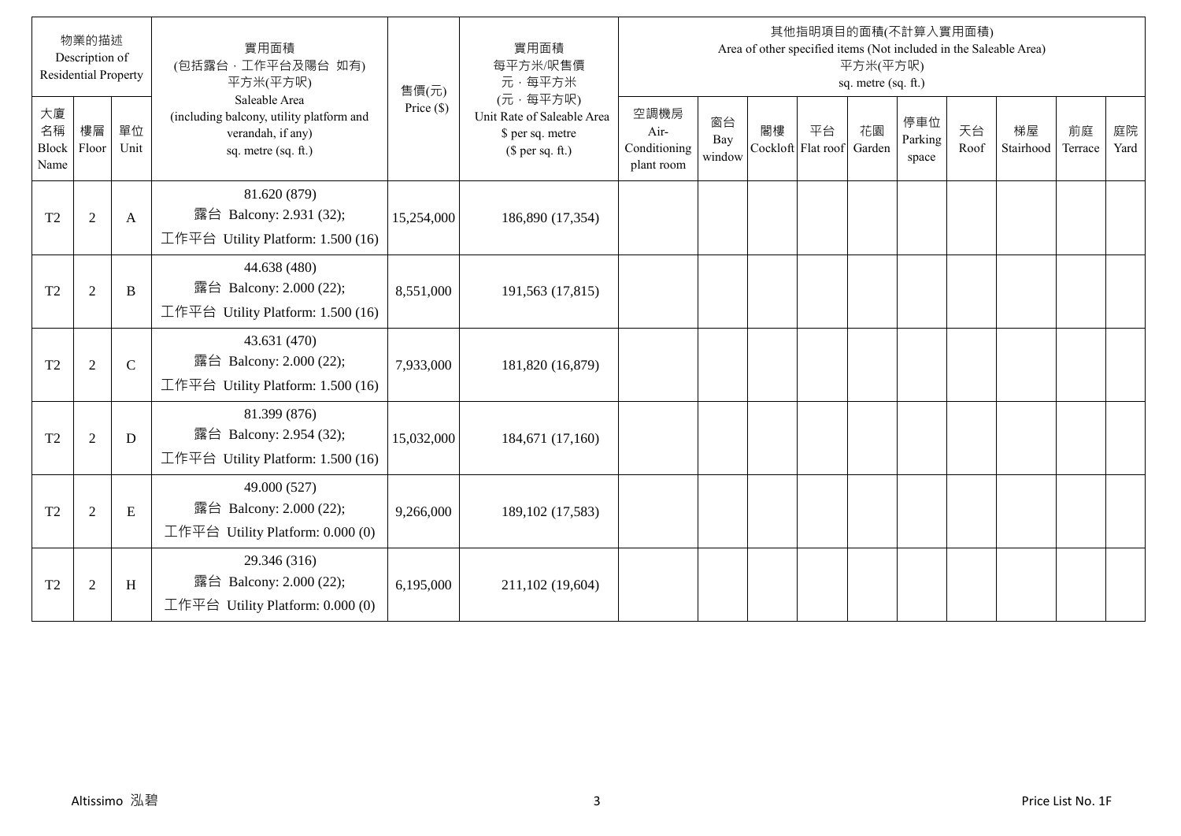| 物業的描述 Description of Residential Property | | | 實用面積 (包括露台，工作平台及陽台 如有) 平方米(平方呎) Saleable Area (including balcony, utility platform and verandah, if any) sq. metre (sq. ft.) | 售價(元) Price ($) | 實用面積 每平方米/呎售價 元，每平方米 (元，每平方呎) Unit Rate of Saleable Area $ per sq. metre ($ per sq. ft.) | 其他指明項目的面積(不計算入實用面積) Area of other specified items (Not included in the Saleable Area) 平方米(平方呎) sq. metre (sq. ft.) | | | | | | | | | |
|---|---|---|---|---|---|---|---|---|---|---|---|---|---|---|---|
| 大廈名稱 Block Name | 樓層 Floor | 單位 Unit | | | | 空調機房 Air-Conditioning plant room | 窗台 Bay window | 閣樓 Cockloft | 平台 Flat roof | 花園 Garden | 停車位 Parking space | 天台 Roof | 梯屋 Stairhood | 前庭 Terrace | 庭院 Yard |
| T2 | 2 | A | 81.620 (879) 露台 Balcony: 2.931 (32); 工作平台 Utility Platform: 1.500 (16) | 15,254,000 | 186,890 (17,354) | | | | | | | | | | |
| T2 | 2 | B | 44.638 (480) 露台 Balcony: 2.000 (22); 工作平台 Utility Platform: 1.500 (16) | 8,551,000 | 191,563 (17,815) | | | | | | | | | | |
| T2 | 2 | C | 43.631 (470) 露台 Balcony: 2.000 (22); 工作平台 Utility Platform: 1.500 (16) | 7,933,000 | 181,820 (16,879) | | | | | | | | | | |
| T2 | 2 | D | 81.399 (876) 露台 Balcony: 2.954 (32); 工作平台 Utility Platform: 1.500 (16) | 15,032,000 | 184,671 (17,160) | | | | | | | | | | |
| T2 | 2 | E | 49.000 (527) 露台 Balcony: 2.000 (22); 工作平台 Utility Platform: 0.000 (0) | 9,266,000 | 189,102 (17,583) | | | | | | | | | | |
| T2 | 2 | H | 29.346 (316) 露台 Balcony: 2.000 (22); 工作平台 Utility Platform: 0.000 (0) | 6,195,000 | 211,102 (19,604) | | | | | | | | | | |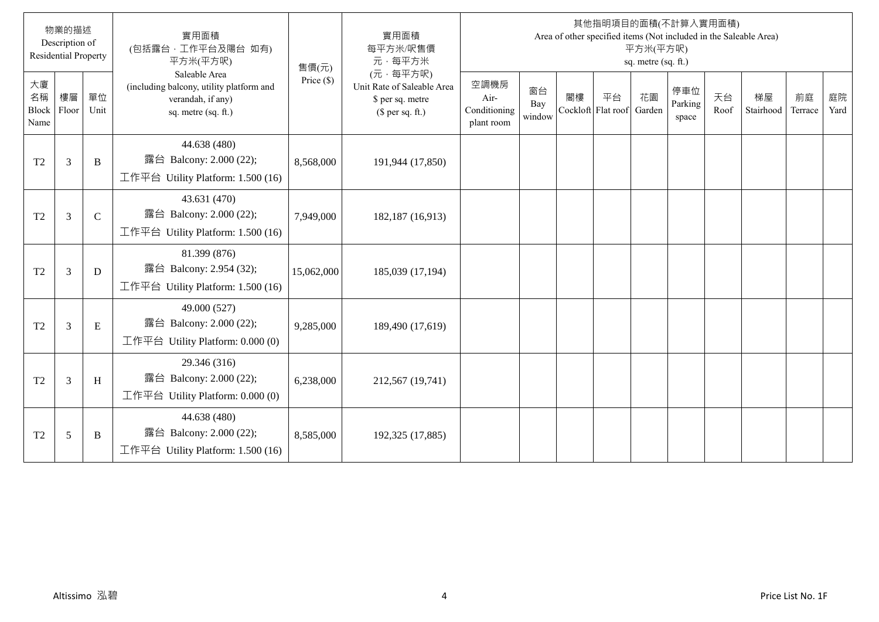| 物業的描述 Description of Residential Property | | | 實用面積 (包括露台，工作平台及陽台 如有) 平方米(平方呎) Saleable Area (including balcony, utility platform and verandah, if any) sq. metre (sq. ft.) | 售價(元) Price ($) | 實用面積 每平方米/呎售價 元，每平方米 (元，每平方呎) Unit Rate of Saleable Area $ per sq. metre ($ per sq. ft.) | 其他指明項目的面積(不計算入實用面積) Area of other specified items (Not included in the Saleable Area) 平方米(平方呎) sq. metre (sq. ft.) | | | | | | | | | |
|---|---|---|---|---|---|---|---|---|---|---|---|---|---|---|---|
| 大廈名稱 Block Name | 樓層 Floor | 單位 Unit | | | | 空調機房 Air-Conditioning plant room | 窗台 Bay window | 閣樓 Cockloft | 平台 Flat roof | 花園 Garden | 停車位 Parking space | 天台 Roof | 梯屋 Stairhood | 前庭 Terrace | 庭院 Yard |
| T2 | 3 | B | 44.638 (480) 露台 Balcony: 2.000 (22); 工作平台 Utility Platform: 1.500 (16) | 8,568,000 | 191,944 (17,850) | | | | | | | | | | |
| T2 | 3 | C | 43.631 (470) 露台 Balcony: 2.000 (22); 工作平台 Utility Platform: 1.500 (16) | 7,949,000 | 182,187 (16,913) | | | | | | | | | | |
| T2 | 3 | D | 81.399 (876) 露台 Balcony: 2.954 (32); 工作平台 Utility Platform: 1.500 (16) | 15,062,000 | 185,039 (17,194) | | | | | | | | | | |
| T2 | 3 | E | 49.000 (527) 露台 Balcony: 2.000 (22); 工作平台 Utility Platform: 0.000 (0) | 9,285,000 | 189,490 (17,619) | | | | | | | | | | |
| T2 | 3 | H | 29.346 (316) 露台 Balcony: 2.000 (22); 工作平台 Utility Platform: 0.000 (0) | 6,238,000 | 212,567 (19,741) | | | | | | | | | | |
| T2 | 5 | B | 44.638 (480) 露台 Balcony: 2.000 (22); 工作平台 Utility Platform: 1.500 (16) | 8,585,000 | 192,325 (17,885) | | | | | | | | | | |

Altissimo 泓碧 Price List No. 1F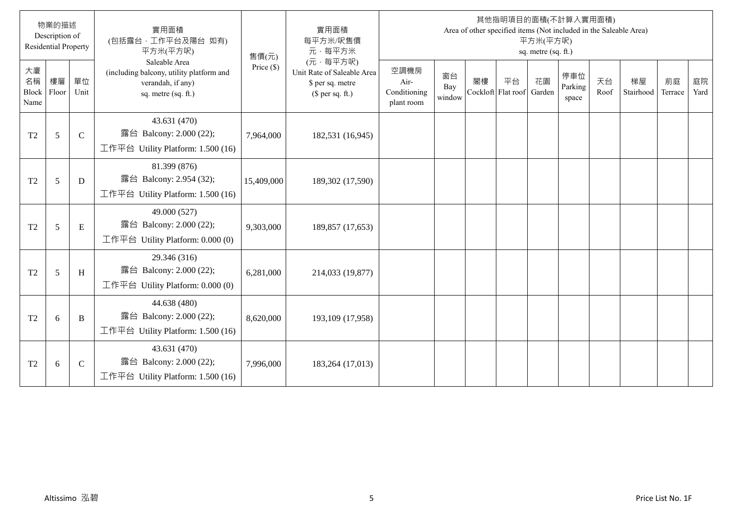| 物業的描述 Description of Residential Property | | | 實用面積 (包括露台，工作平台及陽台 如有) 平方米(平方呎) Saleable Area (including balcony, utility platform and verandah, if any) sq. metre (sq. ft.) | 售價(元) Price ($) | 實用面積 每平方米/呎售價 元，每平方米 (元，每平方呎) Unit Rate of Saleable Area $ per sq. metre ($ per sq. ft.) | 其他指明項目的面積(不計算入實用面積) Area of other specified items (Not included in the Saleable Area) 平方米(平方呎) sq. metre (sq. ft.) | | | | | | | | | |
|---|---|---|---|---|---|---|---|---|---|---|---|---|---|---|---|
| 大廈名稱 Block Name | 樓層 Floor | 單位 Unit | | | | 空調機房 Air-Conditioning plant room | 窗台 Bay window | 閣樓 Cockloft | 平台 Flat roof | 花園 Garden | 停車位 Parking space | 天台 Roof | 梯屋 Stairhood | 前庭 Terrace | 庭院 Yard |
| T2 | 5 | C | 43.631 (470) 露台 Balcony: 2.000 (22); 工作平台 Utility Platform: 1.500 (16) | 7,964,000 | 182,531 (16,945) | | | | | | | | | | |
| T2 | 5 | D | 81.399 (876) 露台 Balcony: 2.954 (32); 工作平台 Utility Platform: 1.500 (16) | 15,409,000 | 189,302 (17,590) | | | | | | | | | | |
| T2 | 5 | E | 49.000 (527) 露台 Balcony: 2.000 (22); 工作平台 Utility Platform: 0.000 (0) | 9,303,000 | 189,857 (17,653) | | | | | | | | | | |
| T2 | 5 | H | 29.346 (316) 露台 Balcony: 2.000 (22); 工作平台 Utility Platform: 0.000 (0) | 6,281,000 | 214,033 (19,877) | | | | | | | | | | |
| T2 | 6 | B | 44.638 (480) 露台 Balcony: 2.000 (22); 工作平台 Utility Platform: 1.500 (16) | 8,620,000 | 193,109 (17,958) | | | | | | | | | | |
| T2 | 6 | C | 43.631 (470) 露台 Balcony: 2.000 (22); 工作平台 Utility Platform: 1.500 (16) | 7,996,000 | 183,264 (17,013) | | | | | | | | | | |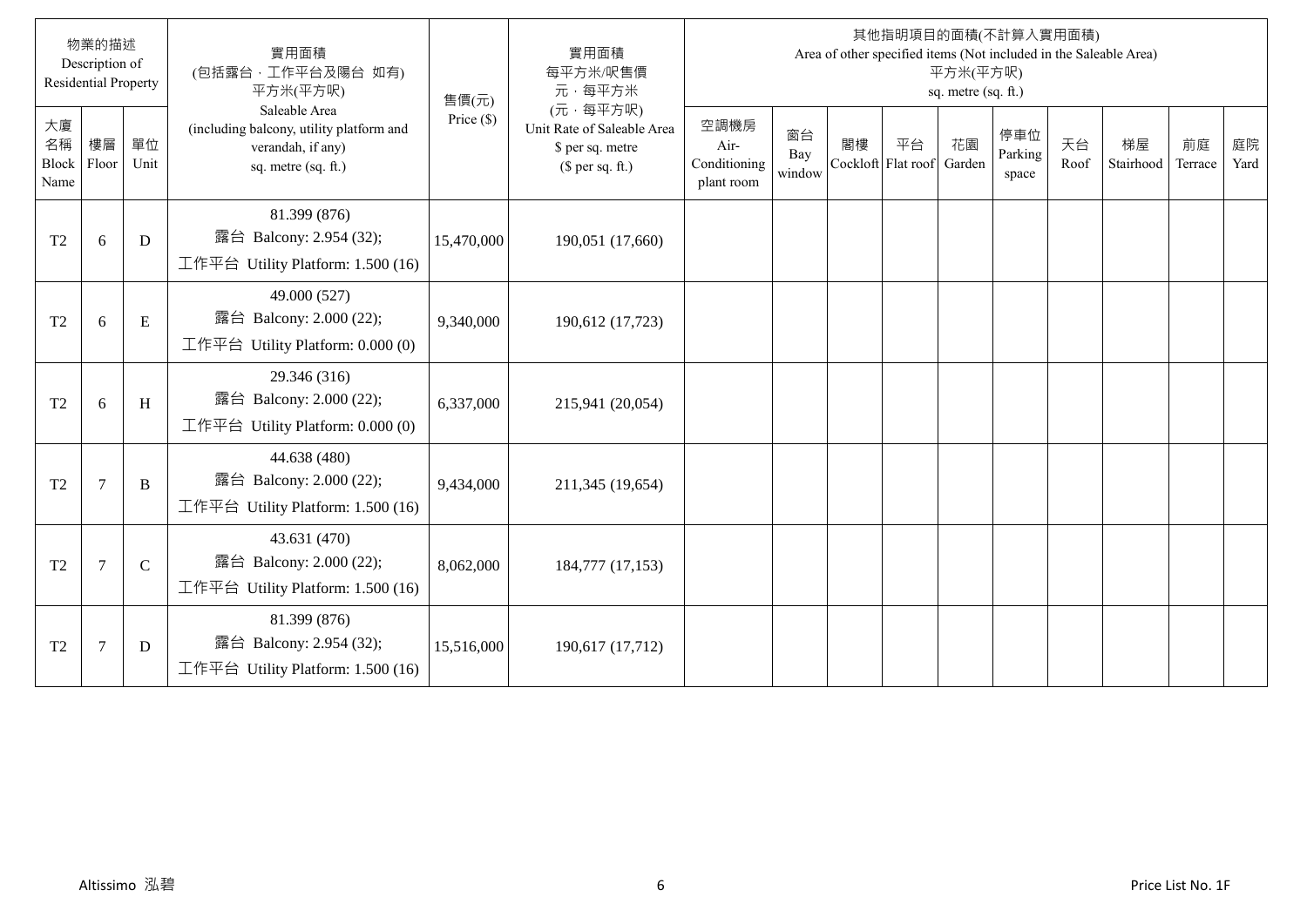| 物業的描述 Description of Residential Property | | | 實用面積 (包括露台，工作平台及陽台 如有) 平方米(平方呎) Saleable Area (including balcony, utility platform and verandah, if any) sq. metre (sq. ft.) | 售價(元) Price ($) | 實用面積 每平方米/呎售價 元，每平方米 (元，每平方呎) Unit Rate of Saleable Area $ per sq. metre ($ per sq. ft.) | 其他指明項目的面積(不計算入實用面積) Area of other specified items (Not included in the Saleable Area) 平方米(平方呎) sq. metre (sq. ft.) | | | | | | | | | |
|---|---|---|---|---|---|---|---|---|---|---|---|---|---|---|---|
| 大廈名稱 Block Name | 樓層 Floor | 單位 Unit | | | | 空調機房 Air-Conditioning plant room | 窗台 Bay window | 閣樓 Cockloft | 平台 Flat roof | 花園 Garden | 停車位 Parking space | 天台 Roof | 梯屋 Stairhood | 前庭 Terrace | 庭院 Yard |
| T2 | 6 | D | 81.399 (876) 露台 Balcony: 2.954 (32); 工作平台 Utility Platform: 1.500 (16) | 15,470,000 | 190,051 (17,660) | | | | | | | | | | |
| T2 | 6 | E | 49.000 (527) 露台 Balcony: 2.000 (22); 工作平台 Utility Platform: 0.000 (0) | 9,340,000 | 190,612 (17,723) | | | | | | | | | | |
| T2 | 6 | H | 29.346 (316) 露台 Balcony: 2.000 (22); 工作平台 Utility Platform: 0.000 (0) | 6,337,000 | 215,941 (20,054) | | | | | | | | | | |
| T2 | 7 | B | 44.638 (480) 露台 Balcony: 2.000 (22); 工作平台 Utility Platform: 1.500 (16) | 9,434,000 | 211,345 (19,654) | | | | | | | | | | |
| T2 | 7 | C | 43.631 (470) 露台 Balcony: 2.000 (22); 工作平台 Utility Platform: 1.500 (16) | 8,062,000 | 184,777 (17,153) | | | | | | | | | | |
| T2 | 7 | D | 81.399 (876) 露台 Balcony: 2.954 (32); 工作平台 Utility Platform: 1.500 (16) | 15,516,000 | 190,617 (17,712) | | | | | | | | | | |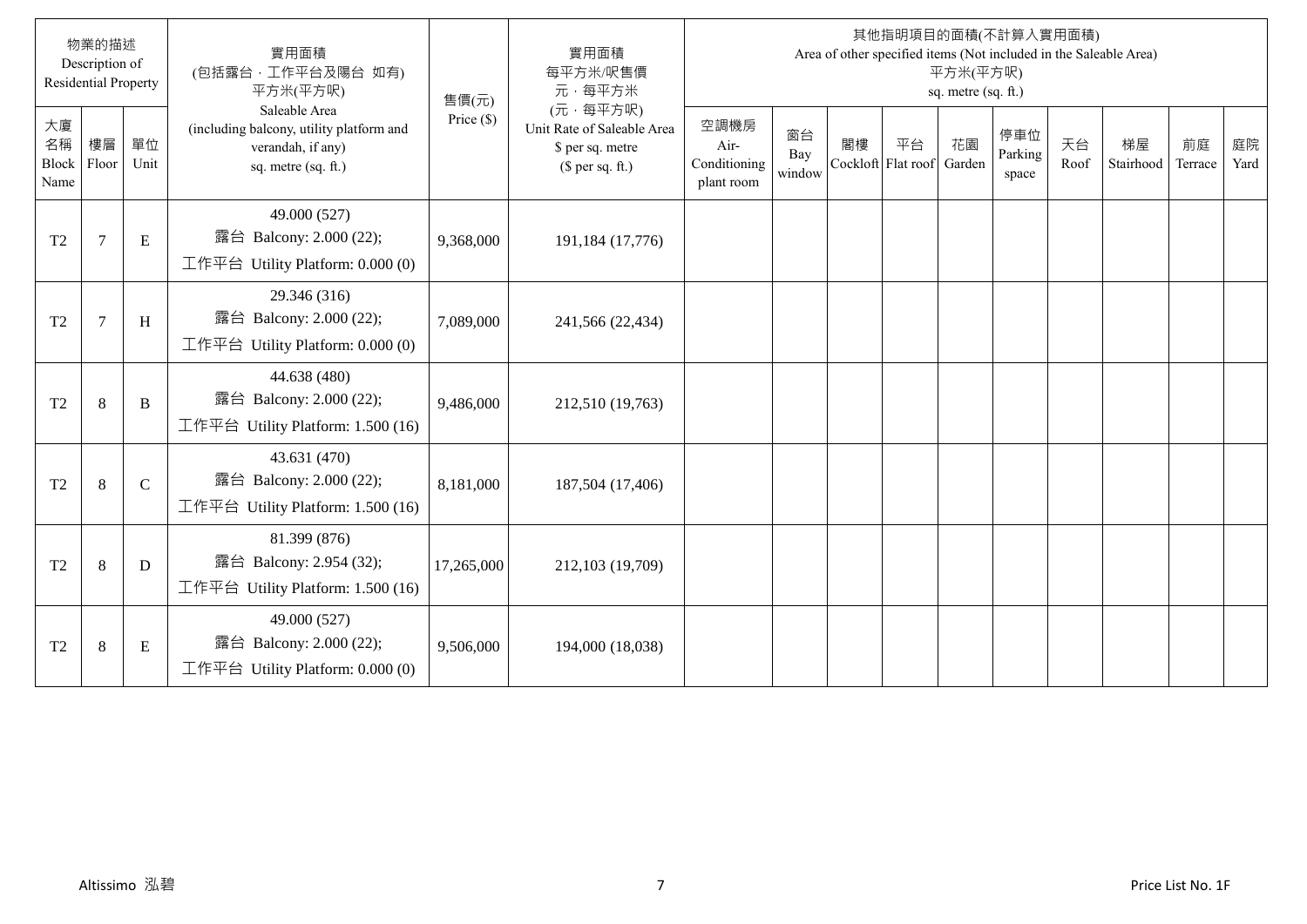| 物業的描述 Description of Residential Property | | | 實用面積 (包括露台．工作平台及陽台 如有) 平方米(平方呎) Saleable Area (including balcony, utility platform and verandah, if any) sq. metre (sq. ft.) | 售價(元) Price ($) | 實用面積 每平方米/呎售價 元．每平方米 (元．每平方呎) Unit Rate of Saleable Area $ per sq. metre ($ per sq. ft.) | 其他指明項目的面積(不計算入實用面積) Area of other specified items (Not included in the Saleable Area) 平方米(平方呎) sq. metre (sq. ft.) | | | | | | | | | |
|---|---|---|---|---|---|---|---|---|---|---|---|---|---|---|---|
| 大廈名稱 Block Name | 樓層 Floor | 單位 Unit | | | | 空調機房 Air-Conditioning plant room | 窗台 Bay window | 閣樓 Cockloft | 平台 Flat roof | 花園 Garden | 停車位 Parking space | 天台 Roof | 梯屋 Stairhood | 前庭 Terrace | 庭院 Yard |
| T2 | 7 | E | 49.000 (527) 露台 Balcony: 2.000 (22); 工作平台 Utility Platform: 0.000 (0) | 9,368,000 | 191,184 (17,776) | | | | | | | | | | |
| T2 | 7 | H | 29.346 (316) 露台 Balcony: 2.000 (22); 工作平台 Utility Platform: 0.000 (0) | 7,089,000 | 241,566 (22,434) | | | | | | | | | | |
| T2 | 8 | B | 44.638 (480) 露台 Balcony: 2.000 (22); 工作平台 Utility Platform: 1.500 (16) | 9,486,000 | 212,510 (19,763) | | | | | | | | | | |
| T2 | 8 | C | 43.631 (470) 露台 Balcony: 2.000 (22); 工作平台 Utility Platform: 1.500 (16) | 8,181,000 | 187,504 (17,406) | | | | | | | | | | |
| T2 | 8 | D | 81.399 (876) 露台 Balcony: 2.954 (32); 工作平台 Utility Platform: 1.500 (16) | 17,265,000 | 212,103 (19,709) | | | | | | | | | | |
| T2 | 8 | E | 49.000 (527) 露台 Balcony: 2.000 (22); 工作平台 Utility Platform: 0.000 (0) | 9,506,000 | 194,000 (18,038) | | | | | | | | | | |

Altissimo 泓碧 Price List No. 1F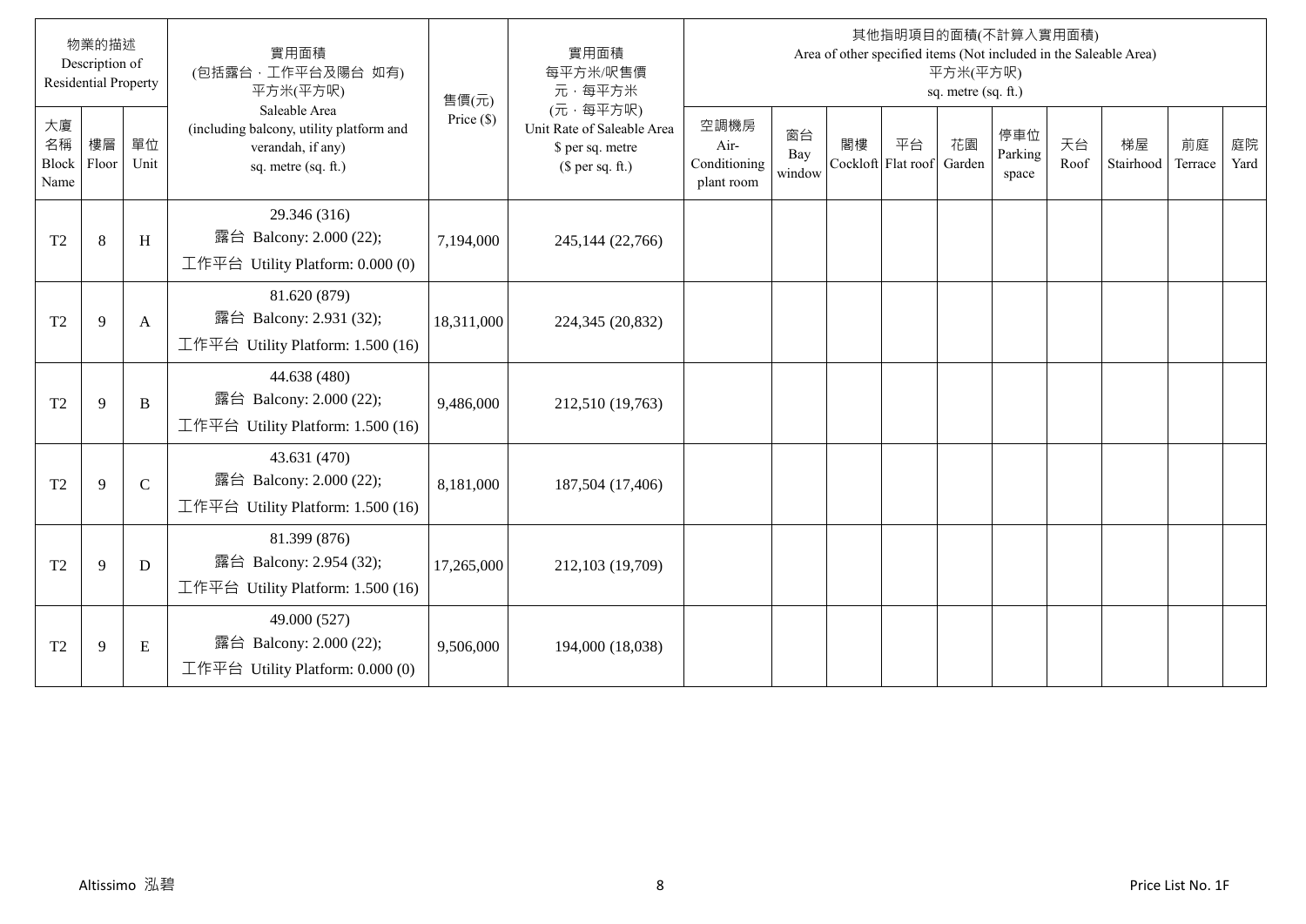| 物業的描述 Description of Residential Property | | | 實用面積 (包括露台，工作平台及陽台 如有) 平方米(平方呎) Saleable Area (including balcony, utility platform and verandah, if any) sq. metre (sq. ft.) | 售價(元) Price ($) | 實用面積 每平方米/呎售價 元，每平方米 (元，每平方呎) Unit Rate of Saleable Area $ per sq. metre ($ per sq. ft.) | 其他指明項目的面積(不計算入實用面積) Area of other specified items (Not included in the Saleable Area) 平方米(平方呎) sq. metre (sq. ft.) | | | | | | | | | |
|---|---|---|---|---|---|---|---|---|---|---|---|---|---|---|---|
| 大廈名稱 Block Name | 樓層 Floor | 單位 Unit | | | | 空調機房 Air-Conditioning plant room | 窗台 Bay window | 閣樓 Cockloft | 平台 Flat roof | 花園 Garden | 停車位 Parking space | 天台 Roof | 梯屋 Stairhood | 前庭 Terrace | 庭院 Yard |
| T2 | 8 | H | 29.346 (316) 露台 Balcony: 2.000 (22); 工作平台 Utility Platform: 0.000 (0) | 7,194,000 | 245,144 (22,766) | | | | | | | | | | |
| T2 | 9 | A | 81.620 (879) 露台 Balcony: 2.931 (32); 工作平台 Utility Platform: 1.500 (16) | 18,311,000 | 224,345 (20,832) | | | | | | | | | | |
| T2 | 9 | B | 44.638 (480) 露台 Balcony: 2.000 (22); 工作平台 Utility Platform: 1.500 (16) | 9,486,000 | 212,510 (19,763) | | | | | | | | | | |
| T2 | 9 | C | 43.631 (470) 露台 Balcony: 2.000 (22); 工作平台 Utility Platform: 1.500 (16) | 8,181,000 | 187,504 (17,406) | | | | | | | | | | |
| T2 | 9 | D | 81.399 (876) 露台 Balcony: 2.954 (32); 工作平台 Utility Platform: 1.500 (16) | 17,265,000 | 212,103 (19,709) | | | | | | | | | | |
| T2 | 9 | E | 49.000 (527) 露台 Balcony: 2.000 (22); 工作平台 Utility Platform: 0.000 (0) | 9,506,000 | 194,000 (18,038) | | | | | | | | | | |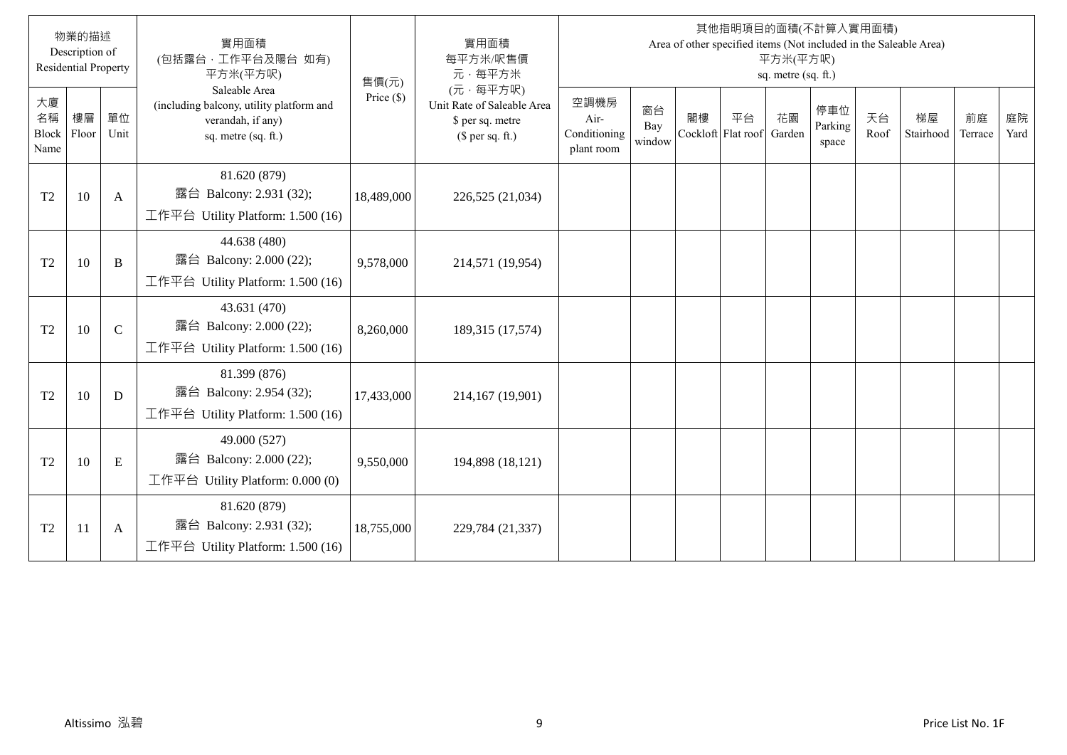| 物業的描述 Description of Residential Property | | | 實用面積 (包括露台，工作平台及陽台 如有) 平方米(平方呎) Saleable Area (including balcony, utility platform and verandah, if any) sq. metre (sq. ft.) | 售價(元) Price ($) | 實用面積 每平方米/呎售價 元，每平方米 (元，每平方呎) Unit Rate of Saleable Area $ per sq. metre ($ per sq. ft.) | 其他指明項目的面積(不計算入實用面積) Area of other specified items (Not included in the Saleable Area) 平方米(平方呎) sq. metre (sq. ft.) | | | | | | | | | |
|---|---|---|---|---|---|---|---|---|---|---|---|---|---|---|---|
| 大廈名稱 Block Name | 樓層 Floor | 單位 Unit | | | | 空調機房 Air-Conditioning plant room | 窗台 Bay window | 閣樓 Cockloft | 平台 Flat roof | 花園 Garden | 停車位 Parking space | 天台 Roof | 梯屋 Stairhood | 前庭 Terrace | 庭院 Yard |
| T2 | 10 | A | 81.620 (879) 露台 Balcony: 2.931 (32); 工作平台 Utility Platform: 1.500 (16) | 18,489,000 | 226,525 (21,034) | | | | | | | | | | |
| T2 | 10 | B | 44.638 (480) 露台 Balcony: 2.000 (22); 工作平台 Utility Platform: 1.500 (16) | 9,578,000 | 214,571 (19,954) | | | | | | | | | | |
| T2 | 10 | C | 43.631 (470) 露台 Balcony: 2.000 (22); 工作平台 Utility Platform: 1.500 (16) | 8,260,000 | 189,315 (17,574) | | | | | | | | | | |
| T2 | 10 | D | 81.399 (876) 露台 Balcony: 2.954 (32); 工作平台 Utility Platform: 1.500 (16) | 17,433,000 | 214,167 (19,901) | | | | | | | | | | |
| T2 | 10 | E | 49.000 (527) 露台 Balcony: 2.000 (22); 工作平台 Utility Platform: 0.000 (0) | 9,550,000 | 194,898 (18,121) | | | | | | | | | | |
| T2 | 11 | A | 81.620 (879) 露台 Balcony: 2.931 (32); 工作平台 Utility Platform: 1.500 (16) | 18,755,000 | 229,784 (21,337) | | | | | | | | | | |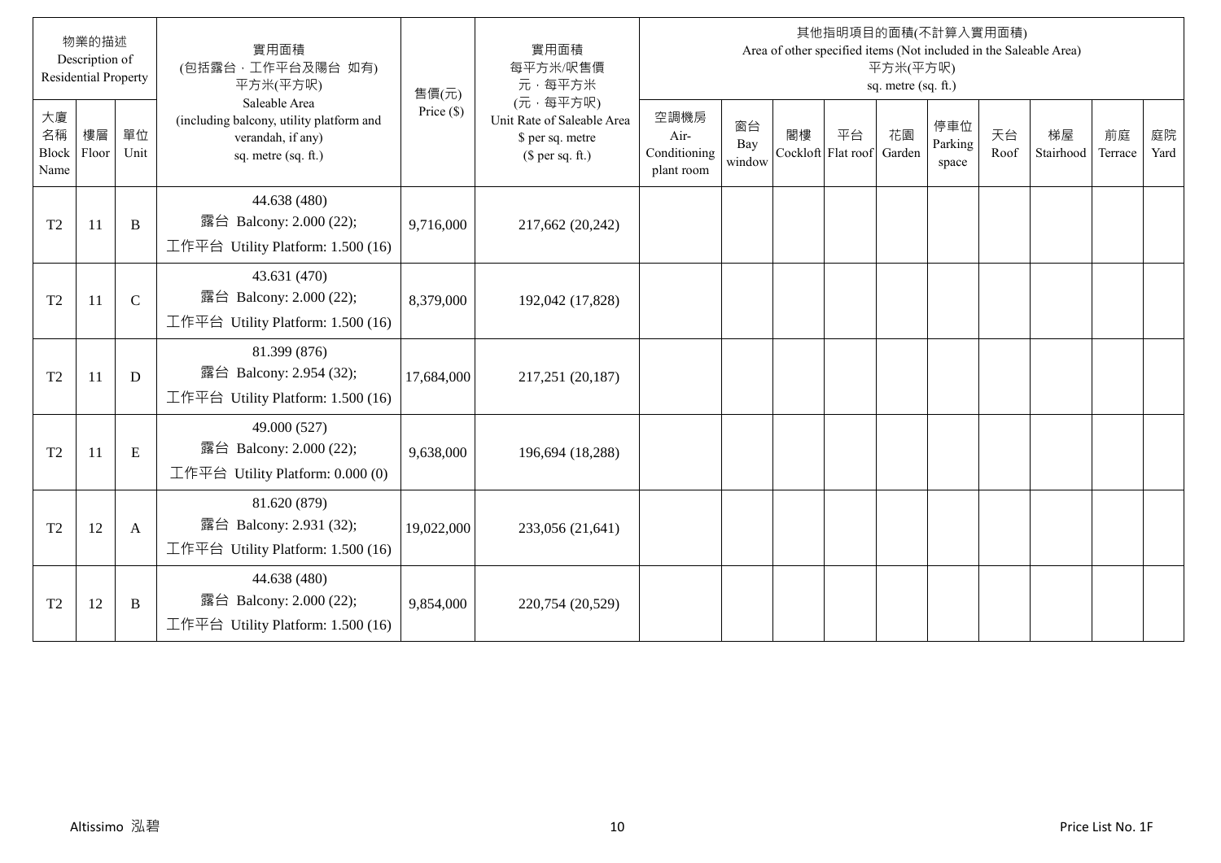| 物業的描述 Description of Residential Property | | | 實用面積 (包括露台，工作平台及陽台 如有) 平方米(平方呎) Saleable Area (including balcony, utility platform and verandah, if any) sq. metre (sq. ft.) | 售價(元) Price ($) | 實用面積 每平方米/呎售價 元，每平方米 (元，每平方呎) Unit Rate of Saleable Area $ per sq. metre ($ per sq. ft.) | 其他指明項目的面積(不計算入實用面積) Area of other specified items (Not included in the Saleable Area) 平方米(平方呎) sq. metre (sq. ft.) | | | | | | | | | |
|---|---|---|---|---|---|---|---|---|---|---|---|---|---|---|---|
| 大廈名稱 Block Name | 樓層 Floor | 單位 Unit | | | | 空調機房 Air-Conditioning plant room | 窗台 Bay window | 閣樓 Cockloft | 平台 Flat roof | 花園 Garden | 停車位 Parking space | 天台 Roof | 梯屋 Stairhood | 前庭 Terrace | 庭院 Yard |
| T2 | 11 | B | 44.638 (480) 露台 Balcony: 2.000 (22); 工作平台 Utility Platform: 1.500 (16) | 9,716,000 | 217,662 (20,242) | | | | | | | | | | |
| T2 | 11 | C | 43.631 (470) 露台 Balcony: 2.000 (22); 工作平台 Utility Platform: 1.500 (16) | 8,379,000 | 192,042 (17,828) | | | | | | | | | | |
| T2 | 11 | D | 81.399 (876) 露台 Balcony: 2.954 (32); 工作平台 Utility Platform: 1.500 (16) | 17,684,000 | 217,251 (20,187) | | | | | | | | | | |
| T2 | 11 | E | 49.000 (527) 露台 Balcony: 2.000 (22); 工作平台 Utility Platform: 0.000 (0) | 9,638,000 | 196,694 (18,288) | | | | | | | | | | |
| T2 | 12 | A | 81.620 (879) 露台 Balcony: 2.931 (32); 工作平台 Utility Platform: 1.500 (16) | 19,022,000 | 233,056 (21,641) | | | | | | | | | | |
| T2 | 12 | B | 44.638 (480) 露台 Balcony: 2.000 (22); 工作平台 Utility Platform: 1.500 (16) | 9,854,000 | 220,754 (20,529) | | | | | | | | | | |

Altissimo 泓碧

Price List No. 1F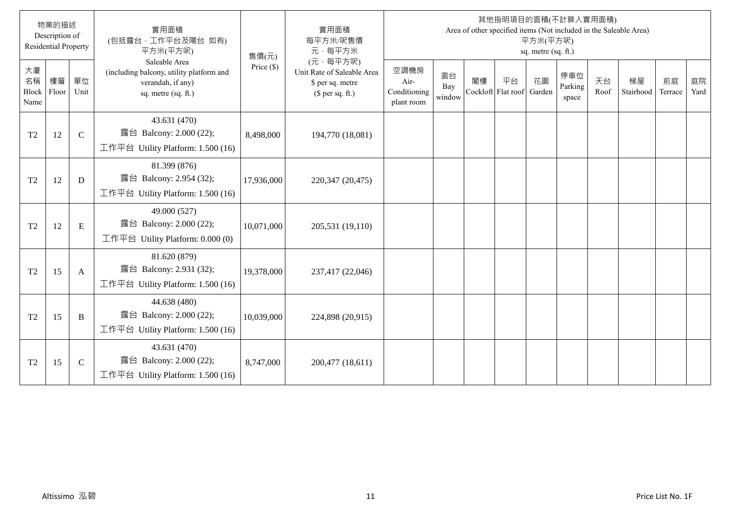| 物業的描述 Description of Residential Property | | | 實用面積 (包括露台．工作平台及陽台 如有) 平方米(平方呎) Saleable Area (including balcony, utility platform and verandah, if any) sq. metre (sq. ft.) | 售價(元) Price ($) | 實用面積 每平方米/呎售價 元．每平方米 (元．每平方呎) Unit Rate of Saleable Area $ per sq. metre ($ per sq. ft.) | 其他指明項目的面積(不計算入實用面積) Area of other specified items (Not included in the Saleable Area) 平方米(平方呎) sq. metre (sq. ft.) | | | | | | | | | |
|---|---|---|---|---|---|---|---|---|---|---|---|---|---|---|---|
| 大廈名稱 Block Name | 樓層 Floor | 單位 Unit | | | | 空調機房 Air-Conditioning plant room | 窗台 Bay window | 閣樓 Cockloft | 平台 Flat roof | 花園 Garden | 停車位 Parking space | 天台 Roof | 梯屋 Stairhood | 前庭 Terrace | 庭院 Yard |
| T2 | 12 | C | 43.631 (470) 露台 Balcony: 2.000 (22); 工作平台 Utility Platform: 1.500 (16) | 8,498,000 | 194,770 (18,081) | | | | | | | | | | |
| T2 | 12 | D | 81.399 (876) 露台 Balcony: 2.954 (32); 工作平台 Utility Platform: 1.500 (16) | 17,936,000 | 220,347 (20,475) | | | | | | | | | | |
| T2 | 12 | E | 49.000 (527) 露台 Balcony: 2.000 (22); 工作平台 Utility Platform: 0.000 (0) | 10,071,000 | 205,531 (19,110) | | | | | | | | | | |
| T2 | 15 | A | 81.620 (879) 露台 Balcony: 2.931 (32); 工作平台 Utility Platform: 1.500 (16) | 19,378,000 | 237,417 (22,046) | | | | | | | | | | |
| T2 | 15 | B | 44.638 (480) 露台 Balcony: 2.000 (22); 工作平台 Utility Platform: 1.500 (16) | 10,039,000 | 224,898 (20,915) | | | | | | | | | | |
| T2 | 15 | C | 43.631 (470) 露台 Balcony: 2.000 (22); 工作平台 Utility Platform: 1.500 (16) | 8,747,000 | 200,477 (18,611) | | | | | | | | | | |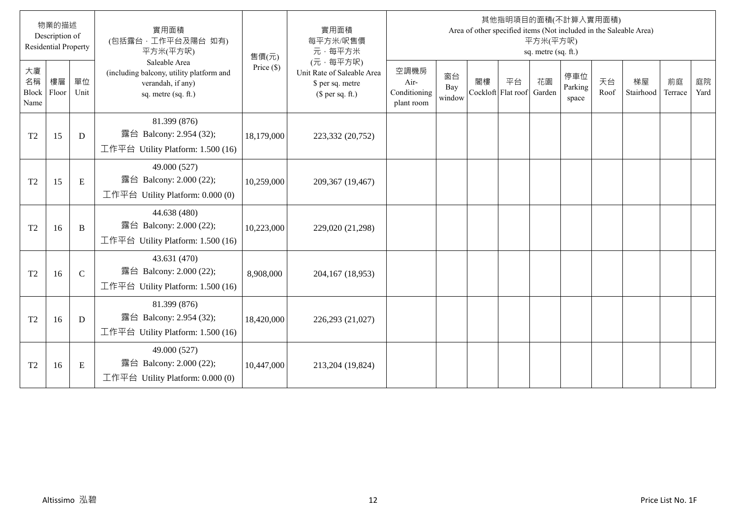| 物業的描述 Description of Residential Property | | | 實用面積 (包括露台，工作平台及陽台 如有) 平方米(平方呎) Saleable Area (including balcony, utility platform and verandah, if any) sq. metre (sq. ft.) | 售價(元) Price ($) | 實用面積 每平方米/呎售價 元，每平方米 (元，每平方呎) Unit Rate of Saleable Area $ per sq. metre ($ per sq. ft.) | 其他指明項目的面積(不計算入實用面積) Area of other specified items (Not included in the Saleable Area) 平方米(平方呎) sq. metre (sq. ft.) | | | | | | | | | |
|---|---|---|---|---|---|---|---|---|---|---|---|---|---|---|---|
| 大廈名稱 Block Name | 樓層 Floor | 單位 Unit | | | | 空調機房 Air-Conditioning plant room | 窗台 Bay window | 閣樓 Cockloft | 平台 Flat roof | 花園 Garden | 停車位 Parking space | 天台 Roof | 梯屋 Stairhood | 前庭 Terrace | 庭院 Yard |
| T2 | 15 | D | 81.399 (876) 露台 Balcony: 2.954 (32); 工作平台 Utility Platform: 1.500 (16) | 18,179,000 | 223,332 (20,752) | | | | | | | | | | |
| T2 | 15 | E | 49.000 (527) 露台 Balcony: 2.000 (22); 工作平台 Utility Platform: 0.000 (0) | 10,259,000 | 209,367 (19,467) | | | | | | | | | | |
| T2 | 16 | B | 44.638 (480) 露台 Balcony: 2.000 (22); 工作平台 Utility Platform: 1.500 (16) | 10,223,000 | 229,020 (21,298) | | | | | | | | | | |
| T2 | 16 | C | 43.631 (470) 露台 Balcony: 2.000 (22); 工作平台 Utility Platform: 1.500 (16) | 8,908,000 | 204,167 (18,953) | | | | | | | | | | |
| T2 | 16 | D | 81.399 (876) 露台 Balcony: 2.954 (32); 工作平台 Utility Platform: 1.500 (16) | 18,420,000 | 226,293 (21,027) | | | | | | | | | | |
| T2 | 16 | E | 49.000 (527) 露台 Balcony: 2.000 (22); 工作平台 Utility Platform: 0.000 (0) | 10,447,000 | 213,204 (19,824) | | | | | | | | | | |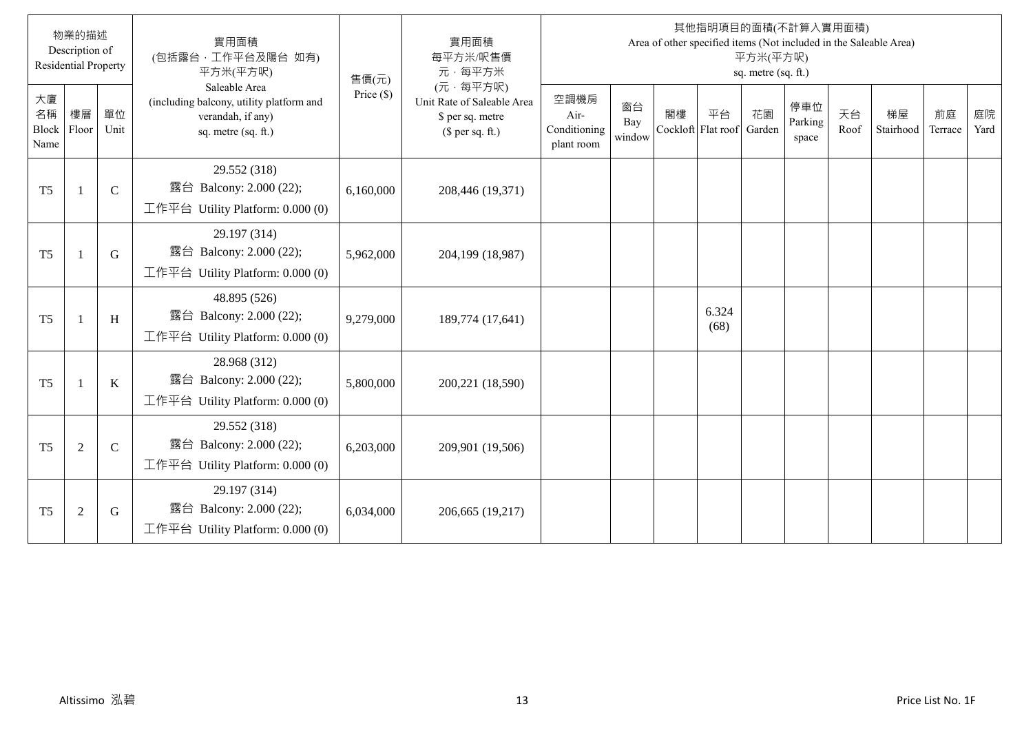| 物業的描述 Description of Residential Property | | | 實用面積 (包括露台，工作平台及陽台 如有) 平方米(平方呎) Saleable Area (including balcony, utility platform and verandah, if any) sq. metre (sq. ft.) | 售價(元) Price ($) | 實用面積 每平方米/呎售價 元，每平方米 (元，每平方呎) Unit Rate of Saleable Area $ per sq. metre ($ per sq. ft.) | 其他指明項目的面積(不計算入實用面積) Area of other specified items (Not included in the Saleable Area) 平方米(平方呎) sq. metre (sq. ft.) | | | | | | | | | |
|---|---|---|---|---|---|---|---|---|---|---|---|---|---|---|---|
| 大廈名稱 Block Name | 樓層 Floor | 單位 Unit | | | | 空調機房 Air-Conditioning plant room | 窗台 Bay window | 閣樓 Cockloft | 平台 Flat roof | 花園 Garden | 停車位 Parking space | 天台 Roof | 梯屋 Stairhood | 前庭 Terrace | 庭院 Yard |
| T5 | 1 | C | 29.552 (318) 露台 Balcony: 2.000 (22); 工作平台 Utility Platform: 0.000 (0) | 6,160,000 | 208,446 (19,371) | | | | | | | | | | |
| T5 | 1 | G | 29.197 (314) 露台 Balcony: 2.000 (22); 工作平台 Utility Platform: 0.000 (0) | 5,962,000 | 204,199 (18,987) | | | | | | | | | | |
| T5 | 1 | H | 48.895 (526) 露台 Balcony: 2.000 (22); 工作平台 Utility Platform: 0.000 (0) | 9,279,000 | 189,774 (17,641) | | | | 6.324 (68) | | | | | | |
| T5 | 1 | K | 28.968 (312) 露台 Balcony: 2.000 (22); 工作平台 Utility Platform: 0.000 (0) | 5,800,000 | 200,221 (18,590) | | | | | | | | | | |
| T5 | 2 | C | 29.552 (318) 露台 Balcony: 2.000 (22); 工作平台 Utility Platform: 0.000 (0) | 6,203,000 | 209,901 (19,506) | | | | | | | | | | |
| T5 | 2 | G | 29.197 (314) 露台 Balcony: 2.000 (22); 工作平台 Utility Platform: 0.000 (0) | 6,034,000 | 206,665 (19,217) | | | | | | | | | | |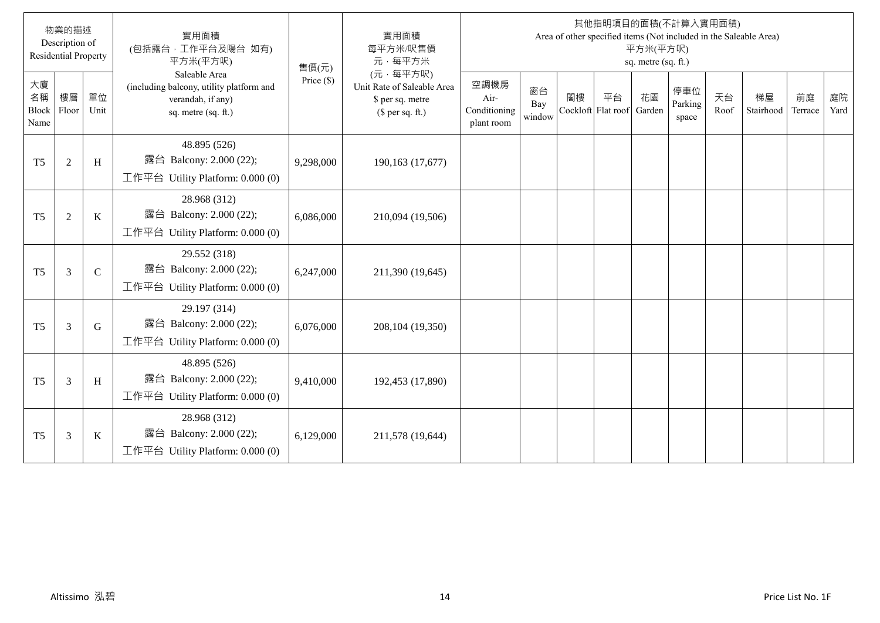| 物業的描述 Description of Residential Property | | | 實用面積 (包括露台，工作平台及陽台 如有) 平方米(平方呎) Saleable Area (including balcony, utility platform and verandah, if any) sq. metre (sq. ft.) | 售價(元) Price ($) | 實用面積 每平方米/呎售價 元，每平方米 (元，每平方呎) Unit Rate of Saleable Area $ per sq. metre ($ per sq. ft.) | 其他指明項目的面積(不計算入實用面積) Area of other specified items (Not included in the Saleable Area) 平方米(平方呎) sq. metre (sq. ft.) | | | | | | | | | |
|---|---|---|---|---|---|---|---|---|---|---|---|---|---|---|---|
| 大廈名稱 Block Name | 樓層 Floor | 單位 Unit | | | | 空調機房 Air-Conditioning plant room | 窗台 Bay window | 閣樓 Cockloft | 平台 Flat roof | 花園 Garden | 停車位 Parking space | 天台 Roof | 梯屋 Stairhood | 前庭 Terrace | 庭院 Yard |
| T5 | 2 | H | 48.895 (526) 露台 Balcony: 2.000 (22); 工作平台 Utility Platform: 0.000 (0) | 9,298,000 | 190,163 (17,677) | | | | | | | | | | |
| T5 | 2 | K | 28.968 (312) 露台 Balcony: 2.000 (22); 工作平台 Utility Platform: 0.000 (0) | 6,086,000 | 210,094 (19,506) | | | | | | | | | | |
| T5 | 3 | C | 29.552 (318) 露台 Balcony: 2.000 (22); 工作平台 Utility Platform: 0.000 (0) | 6,247,000 | 211,390 (19,645) | | | | | | | | | | |
| T5 | 3 | G | 29.197 (314) 露台 Balcony: 2.000 (22); 工作平台 Utility Platform: 0.000 (0) | 6,076,000 | 208,104 (19,350) | | | | | | | | | | |
| T5 | 3 | H | 48.895 (526) 露台 Balcony: 2.000 (22); 工作平台 Utility Platform: 0.000 (0) | 9,410,000 | 192,453 (17,890) | | | | | | | | | | |
| T5 | 3 | K | 28.968 (312) 露台 Balcony: 2.000 (22); 工作平台 Utility Platform: 0.000 (0) | 6,129,000 | 211,578 (19,644) | | | | | | | | | | |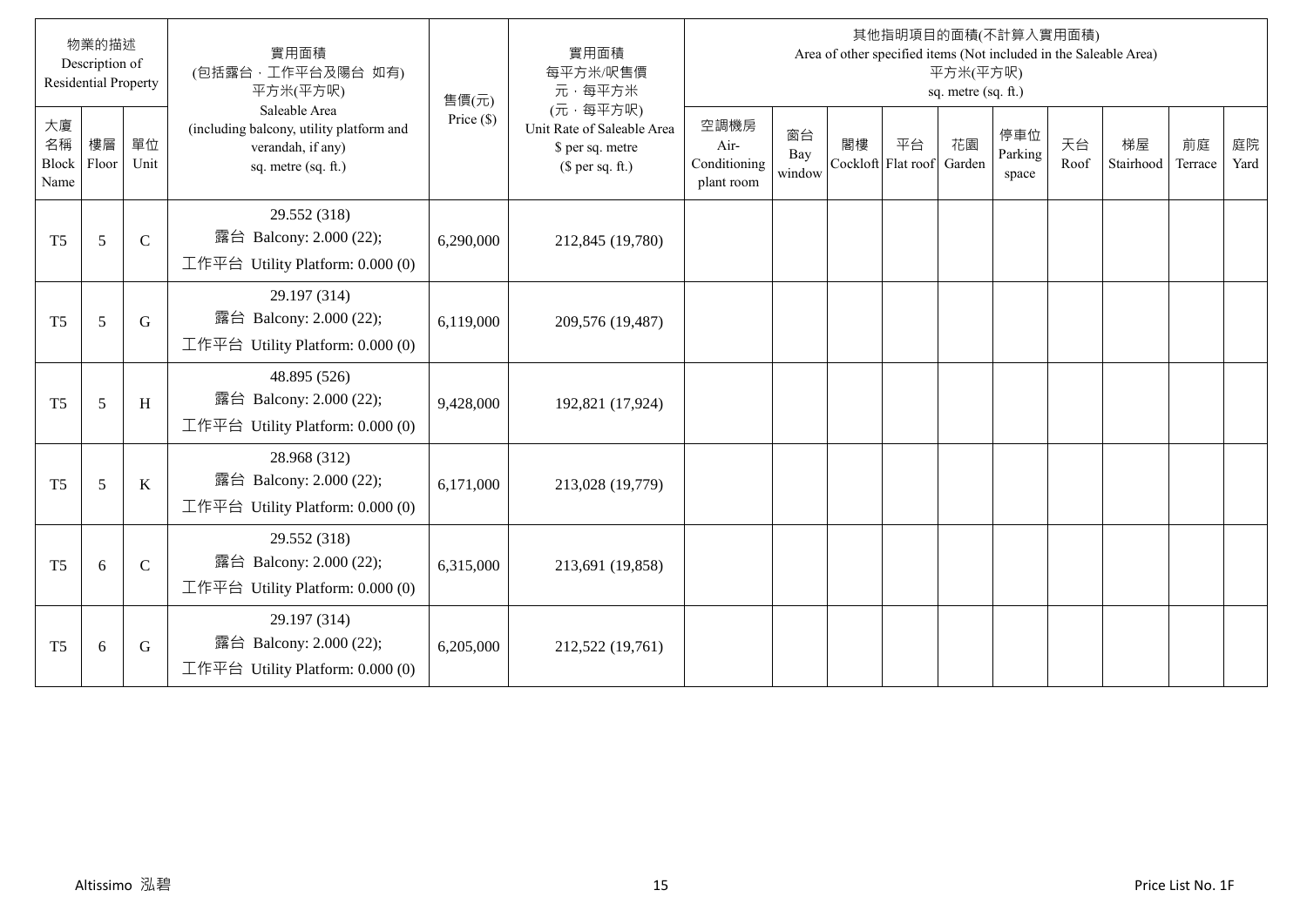| 物業的描述 Description of Residential Property | | | 實用面積 (包括露台，工作平台及陽台 如有) 平方米(平方呎) Saleable Area (including balcony, utility platform and verandah, if any) sq. metre (sq. ft.) | 售價(元) Price ($) | 實用面積 每平方米/呎售價 元，每平方米 (元，每平方呎) Unit Rate of Saleable Area $ per sq. metre ($ per sq. ft.) | 其他指明項目的面積(不計算入實用面積) Area of other specified items (Not included in the Saleable Area) 平方米(平方呎) sq. metre (sq. ft.) | | | | | | | | | |
|---|---|---|---|---|---|---|---|---|---|---|---|---|---|---|---|
| 大廈名稱 Block Name | 樓層 Floor | 單位 Unit | | | | 空調機房 Air-Conditioning plant room | 窗台 Bay window | 閣樓 Cockloft | 平台 Flat roof | 花園 Garden | 停車位 Parking space | 天台 Roof | 梯屋 Stairhood | 前庭 Terrace | 庭院 Yard |
| T5 | 5 | C | 29.552 (318) 露台 Balcony: 2.000 (22); 工作平台 Utility Platform: 0.000 (0) | 6,290,000 | 212,845 (19,780) | | | | | | | | | | |
| T5 | 5 | G | 29.197 (314) 露台 Balcony: 2.000 (22); 工作平台 Utility Platform: 0.000 (0) | 6,119,000 | 209,576 (19,487) | | | | | | | | | | |
| T5 | 5 | H | 48.895 (526) 露台 Balcony: 2.000 (22); 工作平台 Utility Platform: 0.000 (0) | 9,428,000 | 192,821 (17,924) | | | | | | | | | | |
| T5 | 5 | K | 28.968 (312) 露台 Balcony: 2.000 (22); 工作平台 Utility Platform: 0.000 (0) | 6,171,000 | 213,028 (19,779) | | | | | | | | | | |
| T5 | 6 | C | 29.552 (318) 露台 Balcony: 2.000 (22); 工作平台 Utility Platform: 0.000 (0) | 6,315,000 | 213,691 (19,858) | | | | | | | | | | |
| T5 | 6 | G | 29.197 (314) 露台 Balcony: 2.000 (22); 工作平台 Utility Platform: 0.000 (0) | 6,205,000 | 212,522 (19,761) | | | | | | | | | | |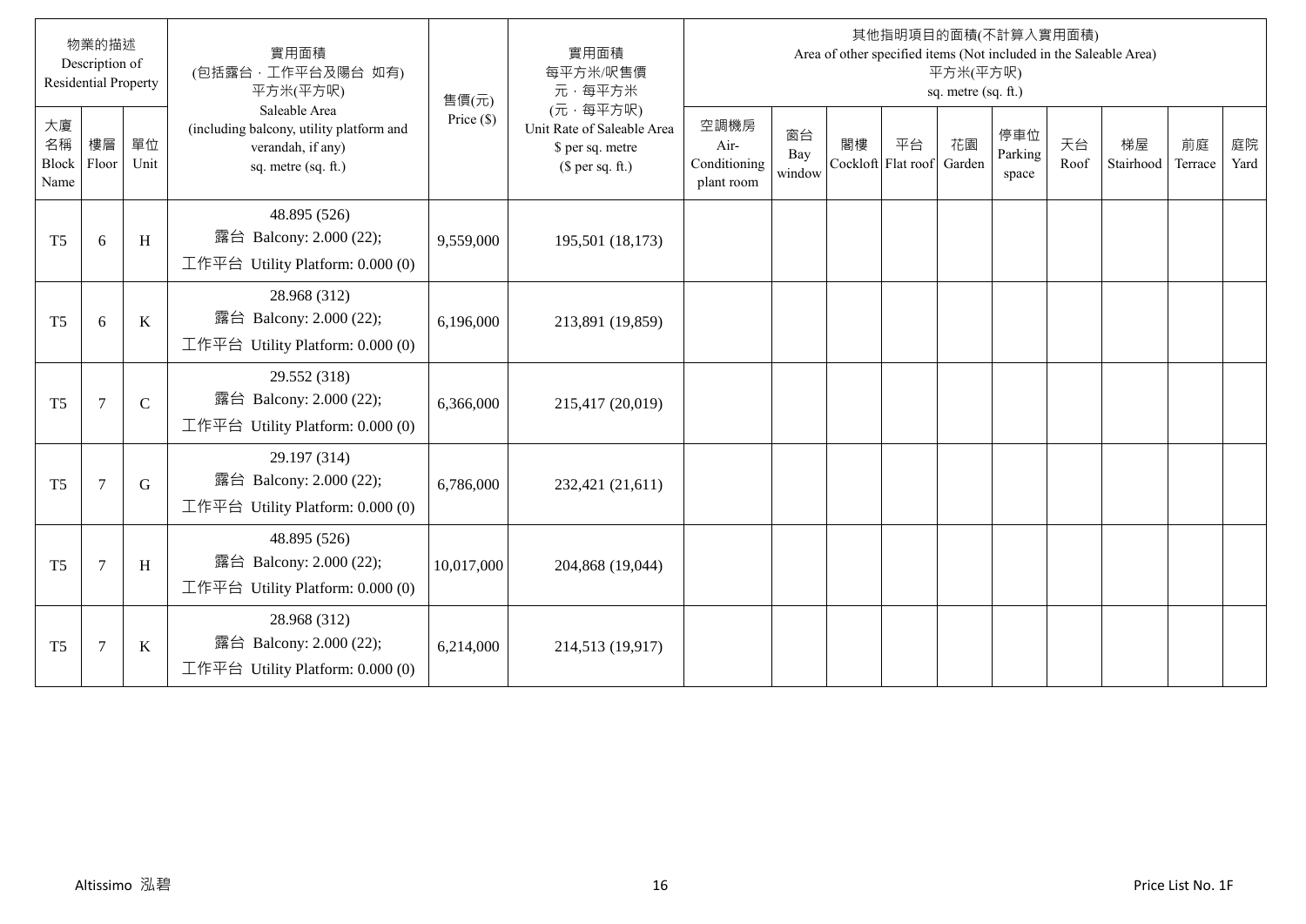| 物業的描述 Description of Residential Property | | | 實用面積 (包括露台．工作平台及陽台 如有) 平方米(平方呎) Saleable Area (including balcony, utility platform and verandah, if any) sq. metre (sq. ft.) | 售價(元) Price ($) | 實用面積 每平方米/呎售價 元，每平方米 (元，每平方呎) Unit Rate of Saleable Area $ per sq. metre ($ per sq. ft.) | 其他指明項目的面積(不計算入實用面積) Area of other specified items (Not included in the Saleable Area) 平方米(平方呎) sq. metre (sq. ft.) | | | | | | | | | |
|---|---|---|---|---|---|---|---|---|---|---|---|---|---|---|---|
| 大廈名稱 Block Name | 樓層 Floor | 單位 Unit | | | | 空調機房 Air-Conditioning plant room | 窗台 Bay window | 閣樓 Cockloft | 平台 Flat roof | 花園 Garden | 停車位 Parking space | 天台 Roof | 梯屋 Stairhood | 前庭 Terrace | 庭院 Yard |
| T5 | 6 | H | 48.895 (526) 露台 Balcony: 2.000 (22); 工作平台 Utility Platform: 0.000 (0) | 9,559,000 | 195,501 (18,173) | | | | | | | | | | |
| T5 | 6 | K | 28.968 (312) 露台 Balcony: 2.000 (22); 工作平台 Utility Platform: 0.000 (0) | 6,196,000 | 213,891 (19,859) | | | | | | | | | | |
| T5 | 7 | C | 29.552 (318) 露台 Balcony: 2.000 (22); 工作平台 Utility Platform: 0.000 (0) | 6,366,000 | 215,417 (20,019) | | | | | | | | | | |
| T5 | 7 | G | 29.197 (314) 露台 Balcony: 2.000 (22); 工作平台 Utility Platform: 0.000 (0) | 6,786,000 | 232,421 (21,611) | | | | | | | | | | |
| T5 | 7 | H | 48.895 (526) 露台 Balcony: 2.000 (22); 工作平台 Utility Platform: 0.000 (0) | 10,017,000 | 204,868 (19,044) | | | | | | | | | | |
| T5 | 7 | K | 28.968 (312) 露台 Balcony: 2.000 (22); 工作平台 Utility Platform: 0.000 (0) | 6,214,000 | 214,513 (19,917) | | | | | | | | | | |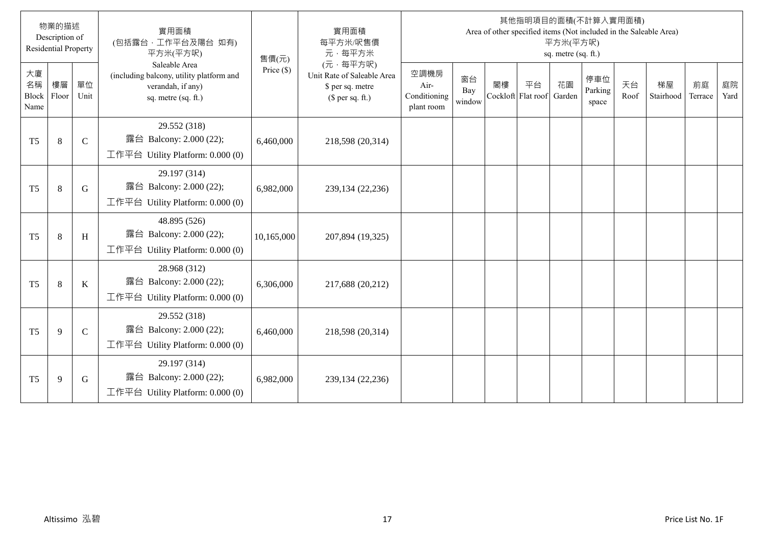| 物業的描述 Description of Residential Property | | | 實用面積 (包括露台，工作平台及陽台 如有) 平方米(平方呎) Saleable Area (including balcony, utility platform and verandah, if any) sq. metre (sq. ft.) | 售價(元) Price ($) | 實用面積 每平方米/呎售價 元，每平方米 (元，每平方呎) Unit Rate of Saleable Area $ per sq. metre ($ per sq. ft.) | 其他指明項目的面積(不計算入實用面積) Area of other specified items (Not included in the Saleable Area) 平方米(平方呎) sq. metre (sq. ft.) | | | | | | | | | |
|---|---|---|---|---|---|---|---|---|---|---|---|---|---|---|---|
| 大廈名稱 Block Name | 樓層 Floor | 單位 Unit | | | | 空調機房 Air-Conditioning plant room | 窗台 Bay window | 閣樓 Cockloft | 平台 Flat roof | 花園 Garden | 停車位 Parking space | 天台 Roof | 梯屋 Stairhood | 前庭 Terrace | 庭院 Yard |
| T5 | 8 | C | 29.552 (318) 露台 Balcony: 2.000 (22); 工作平台 Utility Platform: 0.000 (0) | 6,460,000 | 218,598 (20,314) | | | | | | | | | | |
| T5 | 8 | G | 29.197 (314) 露台 Balcony: 2.000 (22); 工作平台 Utility Platform: 0.000 (0) | 6,982,000 | 239,134 (22,236) | | | | | | | | | | |
| T5 | 8 | H | 48.895 (526) 露台 Balcony: 2.000 (22); 工作平台 Utility Platform: 0.000 (0) | 10,165,000 | 207,894 (19,325) | | | | | | | | | | |
| T5 | 8 | K | 28.968 (312) 露台 Balcony: 2.000 (22); 工作平台 Utility Platform: 0.000 (0) | 6,306,000 | 217,688 (20,212) | | | | | | | | | | |
| T5 | 9 | C | 29.552 (318) 露台 Balcony: 2.000 (22); 工作平台 Utility Platform: 0.000 (0) | 6,460,000 | 218,598 (20,314) | | | | | | | | | | |
| T5 | 9 | G | 29.197 (314) 露台 Balcony: 2.000 (22); 工作平台 Utility Platform: 0.000 (0) | 6,982,000 | 239,134 (22,236) | | | | | | | | | | |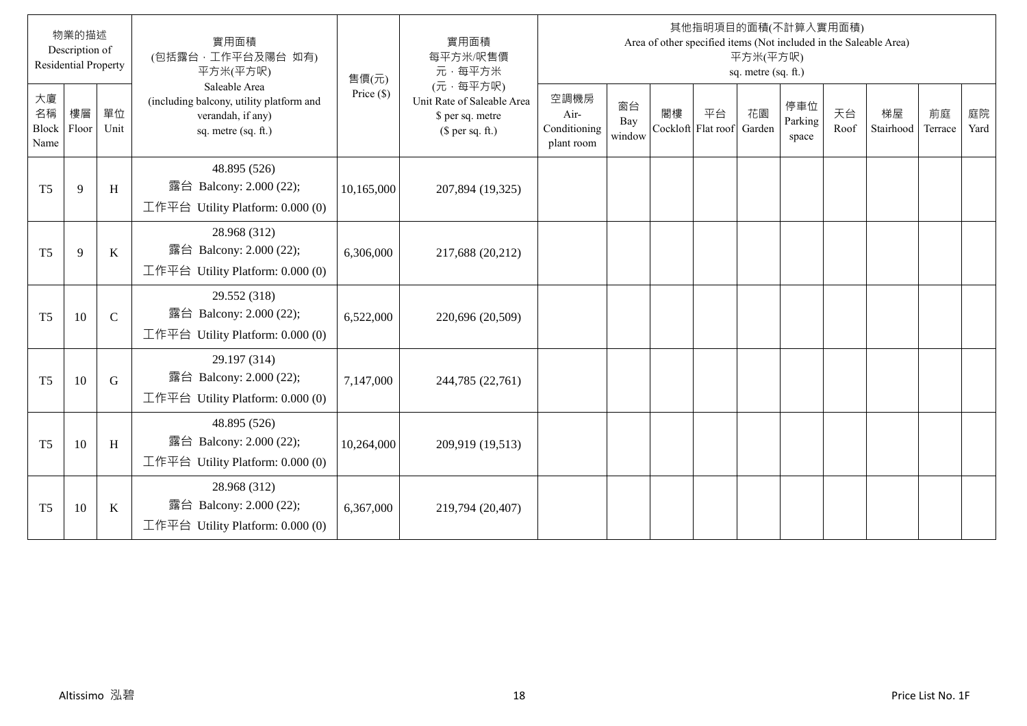| 物業的描述 Description of Residential Property | | | 實用面積 (包括露台，工作平台及陽台 如有) 平方米(平方呎) Saleable Area (including balcony, utility platform and verandah, if any) sq. metre (sq. ft.) | 售價(元) Price ($) | 實用面積 每平方米/呎售價 元，每平方米 (元，每平方呎) Unit Rate of Saleable Area $ per sq. metre ($ per sq. ft.) | 其他指明項目的面積(不計算入實用面積) Area of other specified items (Not included in the Saleable Area) 平方米(平方呎) sq. metre (sq. ft.) | | | | | | | | | |
|---|---|---|---|---|---|---|---|---|---|---|---|---|---|---|---|
| 大廈名稱 Block Name | 樓層 Floor | 單位 Unit | | | | 空調機房 Air-Conditioning plant room | 窗台 Bay window | 閣樓 Cockloft | 平台 Flat roof | 花園 Garden | 停車位 Parking space | 天台 Roof | 梯屋 Stairhood | 前庭 Terrace | 庭院 Yard |
| T5 | 9 | H | 48.895 (526) 露台 Balcony: 2.000 (22); 工作平台 Utility Platform: 0.000 (0) | 10,165,000 | 207,894 (19,325) | | | | | | | | | | |
| T5 | 9 | K | 28.968 (312) 露台 Balcony: 2.000 (22); 工作平台 Utility Platform: 0.000 (0) | 6,306,000 | 217,688 (20,212) | | | | | | | | | | |
| T5 | 10 | C | 29.552 (318) 露台 Balcony: 2.000 (22); 工作平台 Utility Platform: 0.000 (0) | 6,522,000 | 220,696 (20,509) | | | | | | | | | | |
| T5 | 10 | G | 29.197 (314) 露台 Balcony: 2.000 (22); 工作平台 Utility Platform: 0.000 (0) | 7,147,000 | 244,785 (22,761) | | | | | | | | | | |
| T5 | 10 | H | 48.895 (526) 露台 Balcony: 2.000 (22); 工作平台 Utility Platform: 0.000 (0) | 10,264,000 | 209,919 (19,513) | | | | | | | | | | |
| T5 | 10 | K | 28.968 (312) 露台 Balcony: 2.000 (22); 工作平台 Utility Platform: 0.000 (0) | 6,367,000 | 219,794 (20,407) | | | | | | | | | | |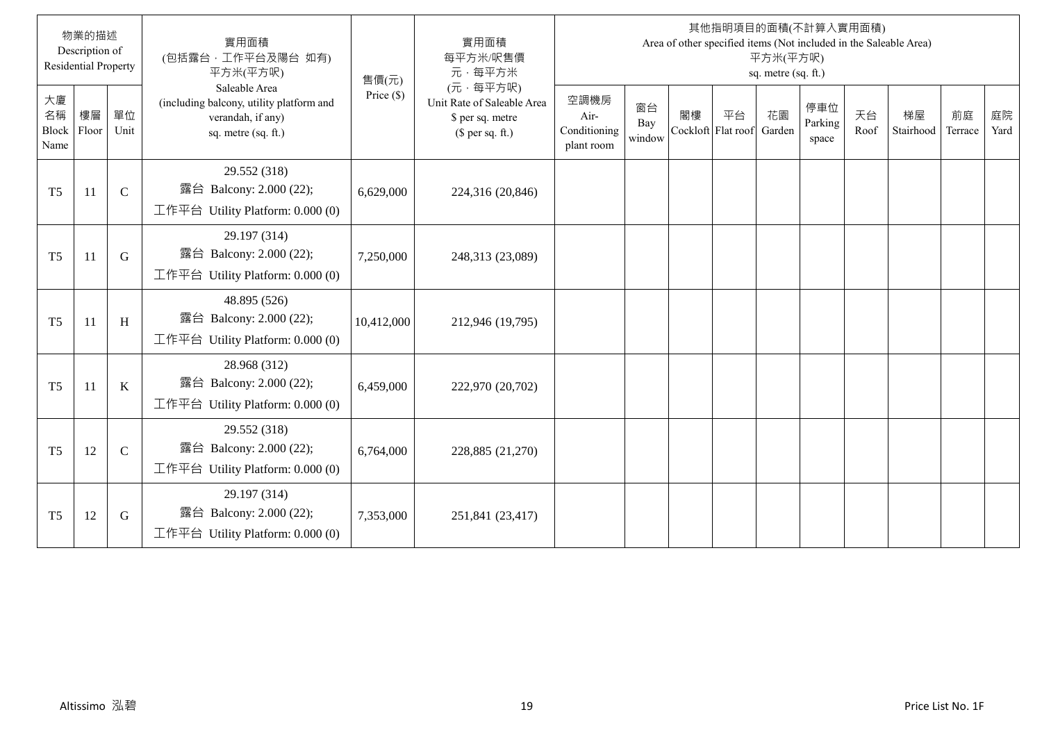| 物業的描述 Description of Residential Property | | | 實用面積 (包括露台，工作平台及陽台 如有) 平方米(平方呎) Saleable Area (including balcony, utility platform and verandah, if any) sq. metre (sq. ft.) | 售價(元) Price ($) | 實用面積 每平方米/呎售價 元，每平方米 (元，每平方呎) Unit Rate of Saleable Area $ per sq. metre ($ per sq. ft.) | 其他指明項目的面積(不計算入實用面積) Area of other specified items (Not included in the Saleable Area) 平方米(平方呎) sq. metre (sq. ft.) | | | | | | | | | |
|---|---|---|---|---|---|---|---|---|---|---|---|---|---|---|---|
| 大廈名稱 Block Name | 樓層 Floor | 單位 Unit | | | | 空調機房 Air-Conditioning plant room | 窗台 Bay window | 閣樓 Cockloft | 平台 Flat roof | 花園 Garden | 停車位 Parking space | 天台 Roof | 梯屋 Stairhood | 前庭 Terrace | 庭院 Yard |
| T5 | 11 | C | 29.552 (318) 露台 Balcony: 2.000 (22); 工作平台 Utility Platform: 0.000 (0) | 6,629,000 | 224,316 (20,846) | | | | | | | | | | |
| T5 | 11 | G | 29.197 (314) 露台 Balcony: 2.000 (22); 工作平台 Utility Platform: 0.000 (0) | 7,250,000 | 248,313 (23,089) | | | | | | | | | | |
| T5 | 11 | H | 48.895 (526) 露台 Balcony: 2.000 (22); 工作平台 Utility Platform: 0.000 (0) | 10,412,000 | 212,946 (19,795) | | | | | | | | | | |
| T5 | 11 | K | 28.968 (312) 露台 Balcony: 2.000 (22); 工作平台 Utility Platform: 0.000 (0) | 6,459,000 | 222,970 (20,702) | | | | | | | | | | |
| T5 | 12 | C | 29.552 (318) 露台 Balcony: 2.000 (22); 工作平台 Utility Platform: 0.000 (0) | 6,764,000 | 228,885 (21,270) | | | | | | | | | | |
| T5 | 12 | G | 29.197 (314) 露台 Balcony: 2.000 (22); 工作平台 Utility Platform: 0.000 (0) | 7,353,000 | 251,841 (23,417) | | | | | | | | | | |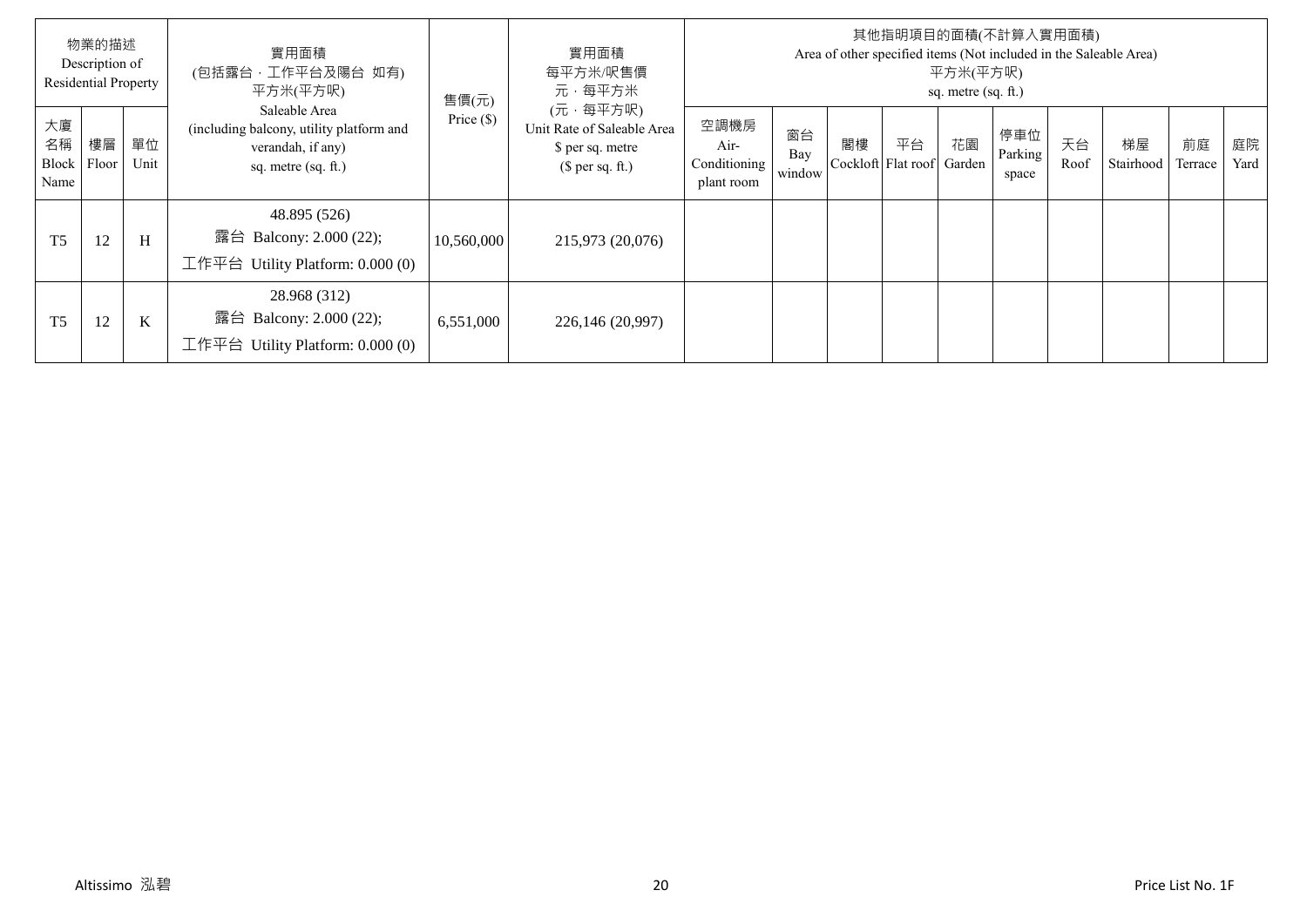| 物業的描述 Description of Residential Property | | | 實用面積 (包括露台．工作平台及陽台 如有) 平方米(平方呎) Saleable Area (including balcony, utility platform and verandah, if any) sq. metre (sq. ft.) | 售價(元) Price ($) | 實用面積 每平方米/呎售價 元．每平方米 (元．每平方呎) Unit Rate of Saleable Area $ per sq. metre ($ per sq. ft.) | 其他指明項目的面積(不計算入實用面積) Area of other specified items (Not included in the Saleable Area) 平方米(平方呎) sq. metre (sq. ft.) | | | | | | | | | |
|---|---|---|---|---|---|---|---|---|---|---|---|---|---|---|---|
| 大廈名稱 Block Name | 樓層 Floor | 單位 Unit | | | | 空調機房 Air-Conditioning plant room | 窗台 Bay window | 閣樓 Cockloft | 平台 Flat roof | 花園 Garden | 停車位 Parking space | 天台 Roof | 梯屋 Stairhood | 前庭 Terrace | 庭院 Yard |
| T5 | 12 | H | 48.895 (526) 露台 Balcony: 2.000 (22); 工作平台 Utility Platform: 0.000 (0) | 10,560,000 | 215,973 (20,076) | | | | | | | | | | |
| T5 | 12 | K | 28.968 (312) 露台 Balcony: 2.000 (22); 工作平台 Utility Platform: 0.000 (0) | 6,551,000 | 226,146 (20,997) | | | | | | | | | | |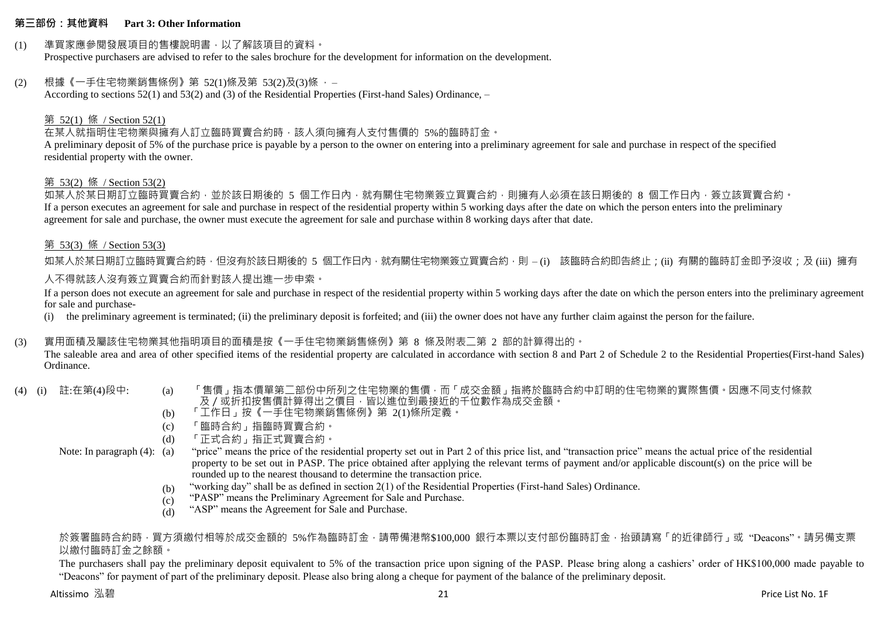## 第三部份：其他資料 Part 3: Other Information

(1) 準買家應參閱發展項目的售樓說明書，以了解該項目的資料。
Prospective purchasers are advised to refer to the sales brochure for the development for information on the development.

(2) 根據《一手住宅物業銷售條例》第 52(1)條及第 53(2)及(3)條，–
According to sections 52(1) and 53(2) and (3) of the Residential Properties (First-hand Sales) Ordinance, –

第 52(1) 條 / Section 52(1)
在某人就指明住宅物業與擁有人訂立臨時買賣合約時，該人須向擁有人支付售價的 5%的臨時訂金。
A preliminary deposit of 5% of the purchase price is payable by a person to the owner on entering into a preliminary agreement for sale and purchase in respect of the specified residential property with the owner.

第 53(2) 條 / Section 53(2)
如某人於某日期訂立臨時買賣合約，並於該日期後的 5 個工作日內，就有關住宅物業簽立買賣合約，則擁有人必須在該日期後的 8 個工作日內，簽立該買賣合約。
If a person executes an agreement for sale and purchase in respect of the residential property within 5 working days after the date on which the person enters into the preliminary agreement for sale and purchase, the owner must execute the agreement for sale and purchase within 8 working days after that date.

第 53(3) 條 / Section 53(3)
如某人於某日期訂立臨時買賣合約時，但沒有於該日期後的 5 個工作日內，就有關住宅物業簽立買賣合約，則 – (i) 該臨時合約即告終止；(ii) 有關的臨時訂金即予沒收；及 (iii) 擁有人不得就該人沒有簽立買賣合約而針對該人提出進一步申索。
If a person does not execute an agreement for sale and purchase in respect of the residential property within 5 working days after the date on which the person enters into the preliminary agreement for sale and purchase-
(i) the preliminary agreement is terminated; (ii) the preliminary deposit is forfeited; and (iii) the owner does not have any further claim against the person for the failure.

(3) 實用面積及屬該住宅物業其他指明項目的面積是按《一手住宅物業銷售條例》第 8 條及附表二第 2 部的計算得出的。
The saleable area and area of other specified items of the residential property are calculated in accordance with section 8 and Part 2 of Schedule 2 to the Residential Properties(First-hand Sales) Ordinance.

(4) (i) 註:在第(4)段中:
(a) 「售價」指本價單第二部份中所列之住宅物業的售價，而「成交金額」指將於臨時合約中訂明的住宅物業的實際售價。因應不同支付條款及/或折扣按售價計算得出之價目，皆以進位到最接近的千位數作為成交金額。
(b) 「工作日」按《一手住宅物業銷售條例》第 2(1)條所定義。
(c) 「臨時合約」指臨時買賣合約。
(d) 「正式合約」指正式買賣合約。

Note: In paragraph (4):
(a) "price" means the price of the residential property set out in Part 2 of this price list, and "transaction price" means the actual price of the residential property to be set out in PASP. The price obtained after applying the relevant terms of payment and/or applicable discount(s) on the price will be rounded up to the nearest thousand to determine the transaction price.
(b) "working day" shall be as defined in section 2(1) of the Residential Properties (First-hand Sales) Ordinance.
(c) "PASP" means the Preliminary Agreement for Sale and Purchase.
(d) "ASP" means the Agreement for Sale and Purchase.

於簽署臨時合約時，買方須繳付相等於成交金額的 5%作為臨時訂金，請帶備港幣$100,000 銀行本票以支付部份臨時訂金，抬頭請寫「的近律師行」或 "Deacons"。請另備支票以繳付臨時訂金之餘額。
The purchasers shall pay the preliminary deposit equivalent to 5% of the transaction price upon signing of the PASP. Please bring along a cashiers' order of HK$100,000 made payable to "Deacons" for payment of part of the preliminary deposit. Please also bring along a cheque for payment of the balance of the preliminary deposit.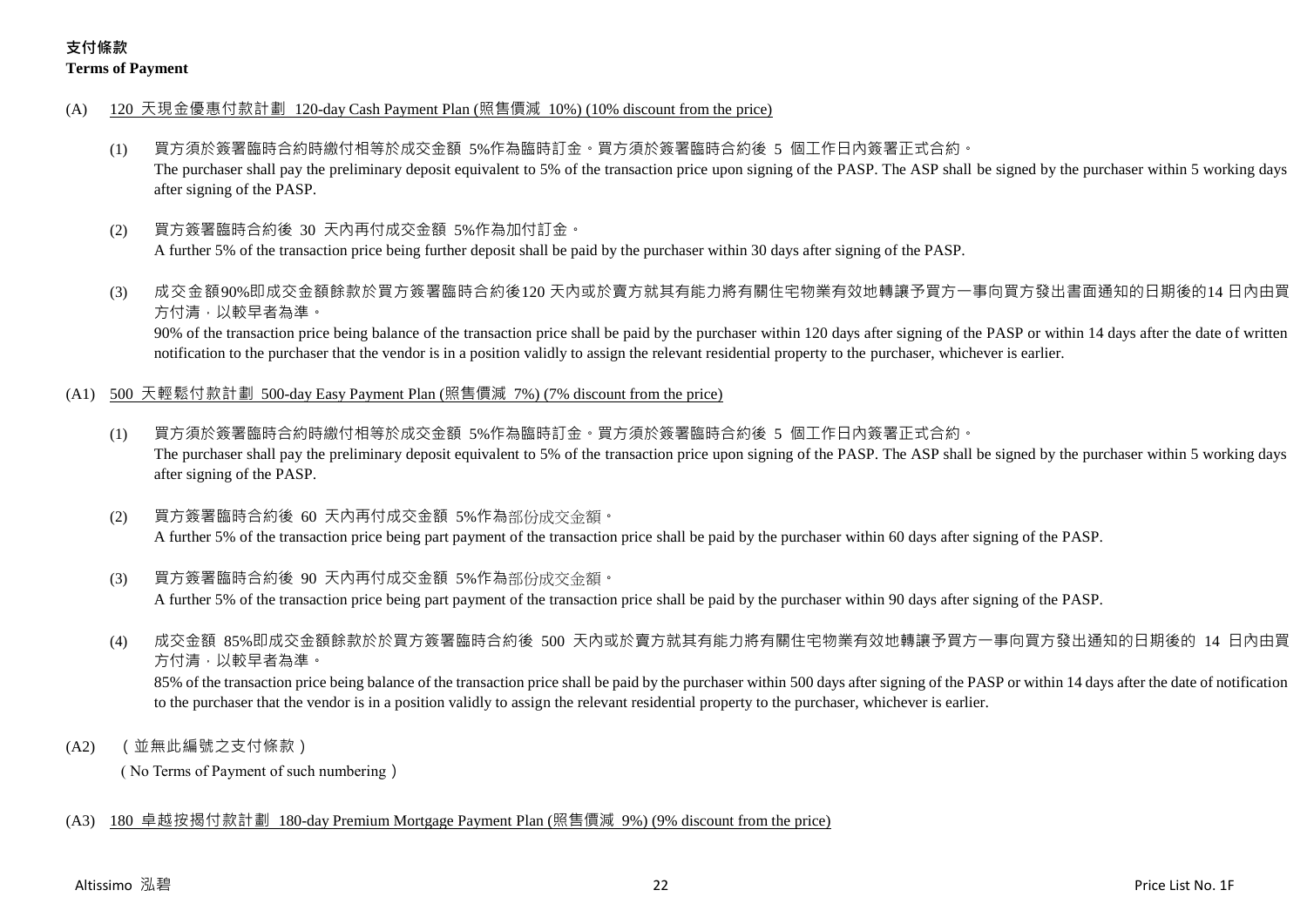# 支付條款
**Terms of Payment**

(A) 120 天現金優惠付款計劃 120-day Cash Payment Plan (照售價減 10%) (10% discount from the price)

(1) 買方須於簽署臨時合約時繳付相等於成交金額 5%作為臨時訂金。買方須於簽署臨時合約後 5 個工作日內簽署正式合約。
The purchaser shall pay the preliminary deposit equivalent to 5% of the transaction price upon signing of the PASP. The ASP shall be signed by the purchaser within 5 working days after signing of the PASP.

(2) 買方簽署臨時合約後 30 天內再付成交金額 5%作為加付訂金。
A further 5% of the transaction price being further deposit shall be paid by the purchaser within 30 days after signing of the PASP.

(3) 成交金額90%即成交金額餘款於買方簽署臨時合約後120 天內或於賣方就其有能力將有關住宅物業有效地轉讓予買方一事向買方發出書面通知的日期後的14 日內由買方付清，以較早者為準。
90% of the transaction price being balance of the transaction price shall be paid by the purchaser within 120 days after signing of the PASP or within 14 days after the date of written notification to the purchaser that the vendor is in a position validly to assign the relevant residential property to the purchaser, whichever is earlier.

(A1) 500 天輕鬆付款計劃 500-day Easy Payment Plan (照售價減 7%) (7% discount from the price)

(1) 買方須於簽署臨時合約時繳付相等於成交金額 5%作為臨時訂金。買方須於簽署臨時合約後 5 個工作日內簽署正式合約。
The purchaser shall pay the preliminary deposit equivalent to 5% of the transaction price upon signing of the PASP. The ASP shall be signed by the purchaser within 5 working days after signing of the PASP.

(2) 買方簽署臨時合約後 60 天內再付成交金額 5%作為部份成交金額。
A further 5% of the transaction price being part payment of the transaction price shall be paid by the purchaser within 60 days after signing of the PASP.

(3) 買方簽署臨時合約後 90 天內再付成交金額 5%作為部份成交金額。
A further 5% of the transaction price being part payment of the transaction price shall be paid by the purchaser within 90 days after signing of the PASP.

(4) 成交金額 85%即成交金額餘款於於買方簽署臨時合約後 500 天內或於賣方就其有能力將有關住宅物業有效地轉讓予買方一事向買方發出通知的日期後的 14 日內由買方付清，以較早者為準。
85% of the transaction price being balance of the transaction price shall be paid by the purchaser within 500 days after signing of the PASP or within 14 days after the date of notification to the purchaser that the vendor is in a position validly to assign the relevant residential property to the purchaser, whichever is earlier.

(A2) （並無此編號之支付條款）
（No Terms of Payment of such numbering）

(A3) 180 卓越按揭付款計劃 180-day Premium Mortgage Payment Plan (照售價減 9%) (9% discount from the price)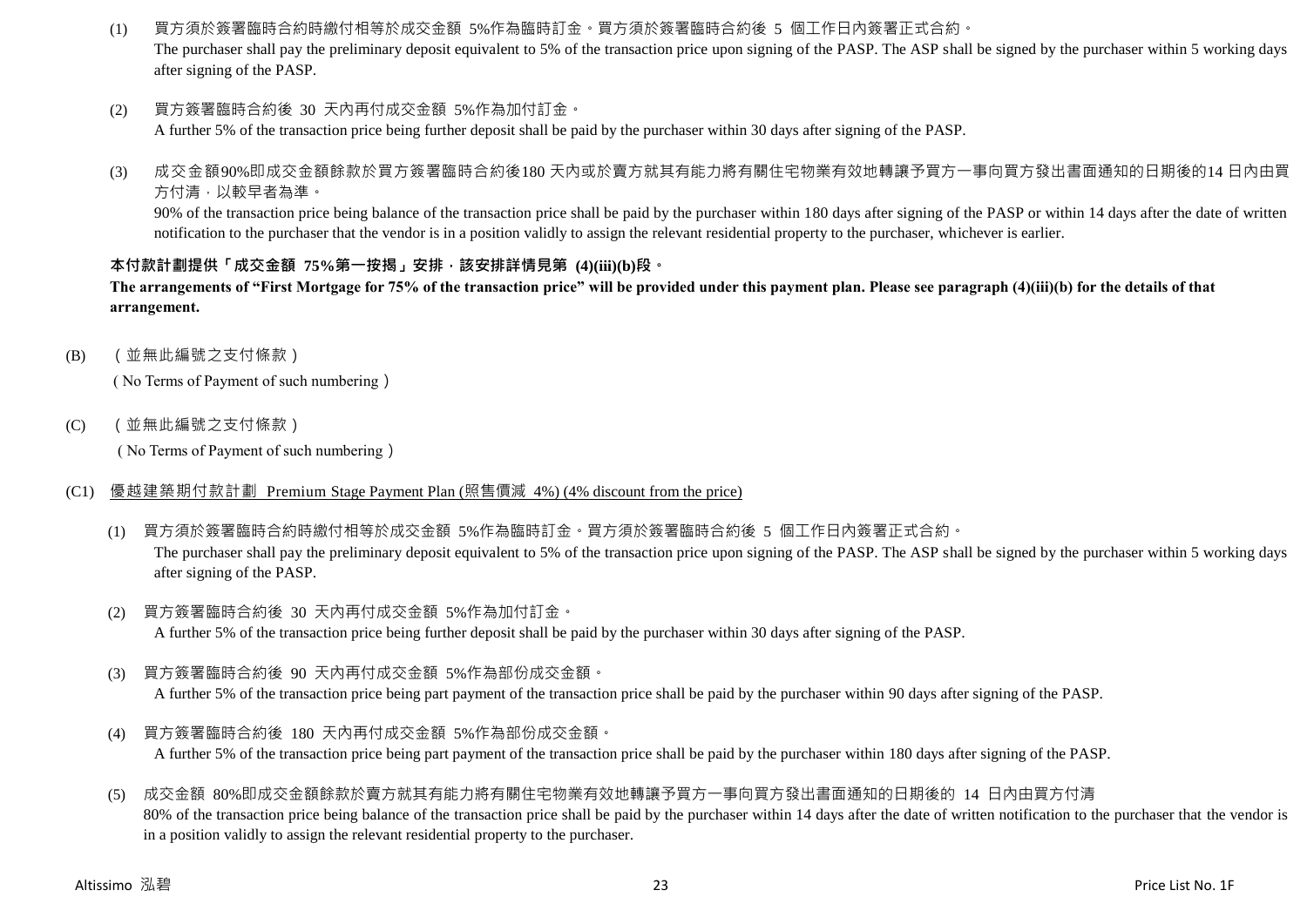(1) 買方須於簽署臨時合約時繳付相等於成交金額 5%作為臨時訂金。買方須於簽署臨時合約後 5 個工作日內簽署正式合約。
The purchaser shall pay the preliminary deposit equivalent to 5% of the transaction price upon signing of the PASP. The ASP shall be signed by the purchaser within 5 working days after signing of the PASP.

(2) 買方簽署臨時合約後 30 天內再付成交金額 5%作為加付訂金。
A further 5% of the transaction price being further deposit shall be paid by the purchaser within 30 days after signing of the PASP.

(3) 成交金額90%即成交金額餘款於買方簽署臨時合約後180 天內或於賣方就其有能力將有關住宅物業有效地轉讓予買方一事向買方發出書面通知的日期後的14 日內由買方付清，以較早者為準。
90% of the transaction price being balance of the transaction price shall be paid by the purchaser within 180 days after signing of the PASP or within 14 days after the date of written notification to the purchaser that the vendor is in a position validly to assign the relevant residential property to the purchaser, whichever is earlier.

**本付款計劃提供「成交金額 75%第一按揭」安排，該安排詳情見第 (4)(iii)(b)段。**
**The arrangements of "First Mortgage for 75% of the transaction price" will be provided under this payment plan. Please see paragraph (4)(iii)(b) for the details of that arrangement.**

(B) （並無此編號之支付條款）
(No Terms of Payment of such numbering)

(C) （並無此編號之支付條款）
(No Terms of Payment of such numbering)

(C1) <u>優越建築期付款計劃 Premium Stage Payment Plan (照售價減 4%) (4% discount from the price)</u>

(1) 買方須於簽署臨時合約時繳付相等於成交金額 5%作為臨時訂金。買方須於簽署臨時合約後 5 個工作日內簽署正式合約。
The purchaser shall pay the preliminary deposit equivalent to 5% of the transaction price upon signing of the PASP. The ASP shall be signed by the purchaser within 5 working days after signing of the PASP.

(2) 買方簽署臨時合約後 30 天內再付成交金額 5%作為加付訂金。
A further 5% of the transaction price being further deposit shall be paid by the purchaser within 30 days after signing of the PASP.

(3) 買方簽署臨時合約後 90 天內再付成交金額 5%作為部份成交金額。
A further 5% of the transaction price being part payment of the transaction price shall be paid by the purchaser within 90 days after signing of the PASP.

(4) 買方簽署臨時合約後 180 天內再付成交金額 5%作為部份成交金額。
A further 5% of the transaction price being part payment of the transaction price shall be paid by the purchaser within 180 days after signing of the PASP.

(5) 成交金額 80%即成交金額餘款於賣方就其有能力將有關住宅物業有效地轉讓予買方一事向買方發出書面通知的日期後的 14 日內由買方付清
80% of the transaction price being balance of the transaction price shall be paid by the purchaser within 14 days after the date of written notification to the purchaser that the vendor is in a position validly to assign the relevant residential property to the purchaser.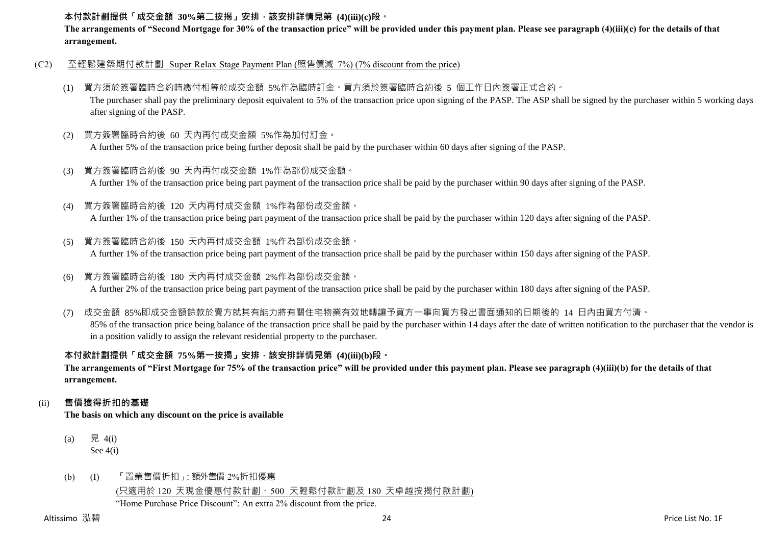**本付款計劃提供「成交金額 30%第二按揭」安排，該安排詳情見第 (4)(iii)(c)段。**
**The arrangements of "Second Mortgage for 30% of the transaction price" will be provided under this payment plan. Please see paragraph (4)(iii)(c) for the details of that arrangement.**

(C2) <u>至輕鬆建築期付款計劃 Super Relax Stage Payment Plan (照售價減 7%) (7% discount from the price)</u>

(1) 買方須於簽署臨時合約時繳付相等於成交金額 5%作為臨時訂金。買方須於簽署臨時合約後 5 個工作日內簽署正式合約。
The purchaser shall pay the preliminary deposit equivalent to 5% of the transaction price upon signing of the PASP. The ASP shall be signed by the purchaser within 5 working days after signing of the PASP.

(2) 買方簽署臨時合約後 60 天內再付成交金額 5%作為加付訂金。
A further 5% of the transaction price being further deposit shall be paid by the purchaser within 60 days after signing of the PASP.

(3) 買方簽署臨時合約後 90 天內再付成交金額 1%作為部份成交金額。
A further 1% of the transaction price being part payment of the transaction price shall be paid by the purchaser within 90 days after signing of the PASP.

(4) 買方簽署臨時合約後 120 天內再付成交金額 1%作為部份成交金額。
A further 1% of the transaction price being part payment of the transaction price shall be paid by the purchaser within 120 days after signing of the PASP.

(5) 買方簽署臨時合約後 150 天內再付成交金額 1%作為部份成交金額。
A further 1% of the transaction price being part payment of the transaction price shall be paid by the purchaser within 150 days after signing of the PASP.

(6) 買方簽署臨時合約後 180 天內再付成交金額 2%作為部份成交金額。
A further 2% of the transaction price being part payment of the transaction price shall be paid by the purchaser within 180 days after signing of the PASP.

(7) 成交金額 85%即成交金額餘款於賣方就其有能力將有關住宅物業有效地轉讓予買方一事向買方發出書面通知的日期後的 14 日內由買方付清。
85% of the transaction price being balance of the transaction price shall be paid by the purchaser within 14 days after the date of written notification to the purchaser that the vendor is in a position validly to assign the relevant residential property to the purchaser.

**本付款計劃提供「成交金額 75%第一按揭」安排，該安排詳情見第 (4)(iii)(b)段。**
**The arrangements of "First Mortgage for 75% of the transaction price" will be provided under this payment plan. Please see paragraph (4)(iii)(b) for the details of that arrangement.**

(ii) **售價獲得折扣的基礎**
**The basis on which any discount on the price is available**

(a) 見 4(i)
See 4(i)

(b) (I) 「置業售價折扣」: 額外售價 2%折扣優惠
<u>(只適用於 120 天現金優惠付款計劃、500 天輕鬆付款計劃及 180 天卓越按揭付款計劃)</u>
"Home Purchase Price Discount": An extra 2% discount from the price.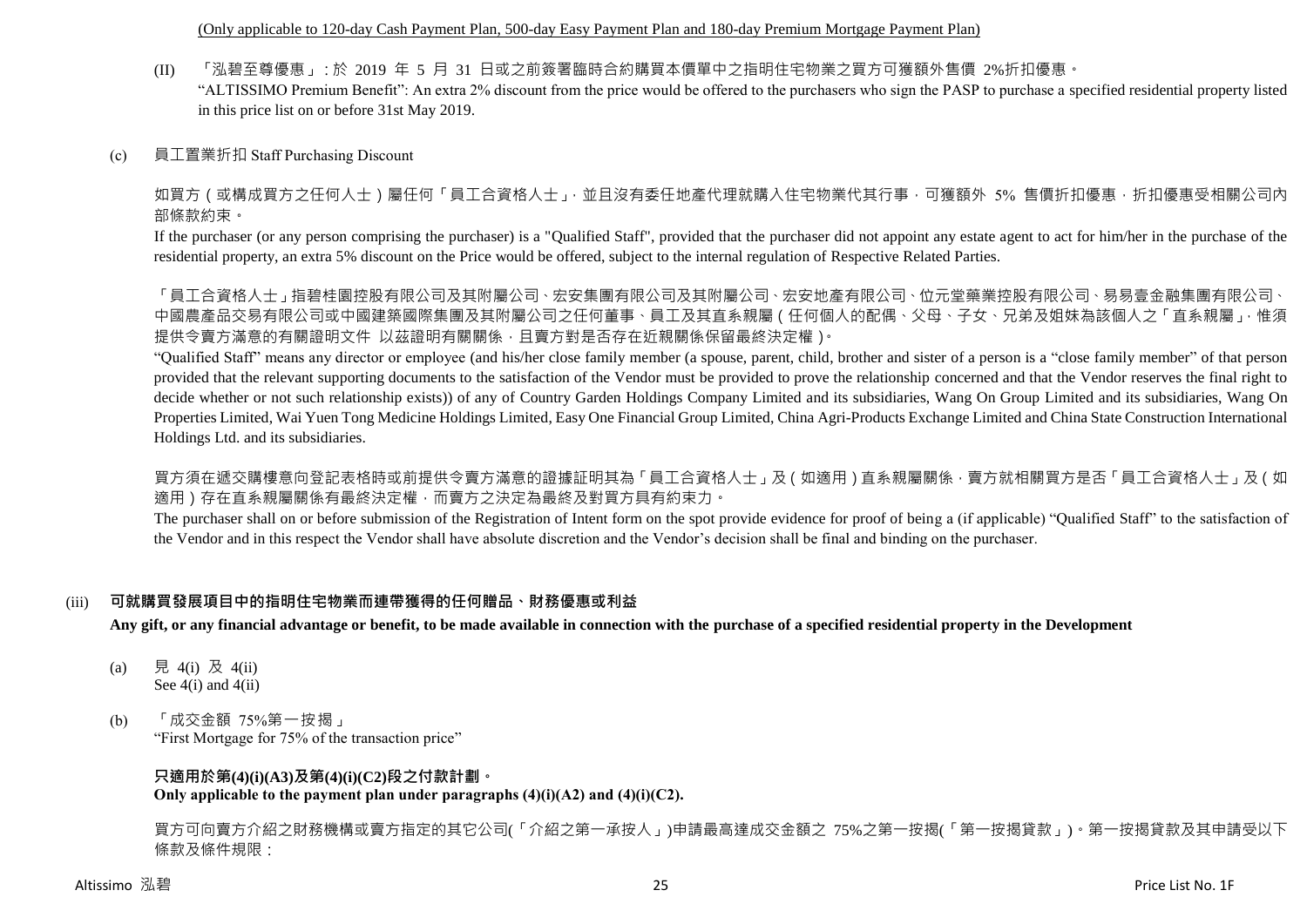(Only applicable to 120-day Cash Payment Plan, 500-day Easy Payment Plan and 180-day Premium Mortgage Payment Plan)

(II) 「泓碧至尊優惠」: 於 2019 年 5 月 31 日或之前簽署臨時合約購買本價單中之指明住宅物業之買方可獲額外售價 2%折扣優惠。
"ALTISSIMO Premium Benefit": An extra 2% discount from the price would be offered to the purchasers who sign the PASP to purchase a specified residential property listed in this price list on or before 31st May 2019.

(c) 員工置業折扣 Staff Purchasing Discount

如買方(或構成買方之任何人士)屬任何「員工合資格人士」, 並且沒有委任地產代理就購入住宅物業代其行事, 可獲額外 5% 售價折扣優惠, 折扣優惠受相關公司內部條款約束。
If the purchaser (or any person comprising the purchaser) is a "Qualified Staff", provided that the purchaser did not appoint any estate agent to act for him/her in the purchase of the residential property, an extra 5% discount on the Price would be offered, subject to the internal regulation of Respective Related Parties.

「員工合資格人士」指碧桂園控股有限公司及其附屬公司、宏安集團有限公司及其附屬公司、宏安地產有限公司、位元堂藥業控股有限公司、易易壹金融集團有限公司、中國農產品交易有限公司或中國建築國際集團及其附屬公司之任何董事、員工及其直系親屬(任何個人的配偶、父母、子女、兄弟及姐妹為該個人之「直系親屬」, 惟須提供令賣方滿意的有關證明文件 以茲證明有關關係, 且賣方對是否存在近親關係保留最終決定權)。
"Qualified Staff" means any director or employee (and his/her close family member (a spouse, parent, child, brother and sister of a person is a "close family member" of that person provided that the relevant supporting documents to the satisfaction of the Vendor must be provided to prove the relationship concerned and that the Vendor reserves the final right to decide whether or not such relationship exists)) of any of Country Garden Holdings Company Limited and its subsidiaries, Wang On Group Limited and its subsidiaries, Wang On Properties Limited, Wai Yuen Tong Medicine Holdings Limited, Easy One Financial Group Limited, China Agri-Products Exchange Limited and China State Construction International Holdings Ltd. and its subsidiaries.

買方須在遞交購樓意向登記表格時或前提供令賣方滿意的證據証明其為「員工合資格人士」及(如適用)直系親屬關係, 賣方就相關買方是否「員工合資格人士」及(如適用)存在直系親屬關係有最終決定權, 而賣方之決定為最終及對買方具有約束力。
The purchaser shall on or before submission of the Registration of Intent form on the spot provide evidence for proof of being a (if applicable) "Qualified Staff" to the satisfaction of the Vendor and in this respect the Vendor shall have absolute discretion and the Vendor's decision shall be final and binding on the purchaser.

(iii) **可就購買發展項目中的指明住宅物業而連帶獲得的任何贈品、財務優惠或利益**
**Any gift, or any financial advantage or benefit, to be made available in connection with the purchase of a specified residential property in the Development**

(a) 見 4(i) 及 4(ii)
See 4(i) and 4(ii)

(b) 「成交金額 75%第一按揭」
"First Mortgage for 75% of the transaction price"

**只適用於第(4)(i)(A3)及第(4)(i)(C2)段之付款計劃。**
**Only applicable to the payment plan under paragraphs (4)(i)(A2) and (4)(i)(C2).**

買方可向賣方介紹之財務機構或賣方指定的其它公司(「介紹之第一承按人」)申請最高達成交金額之 75%之第一按揭(「第一按揭貸款」)。第一按揭貸款及其申請受以下條款及條件規限: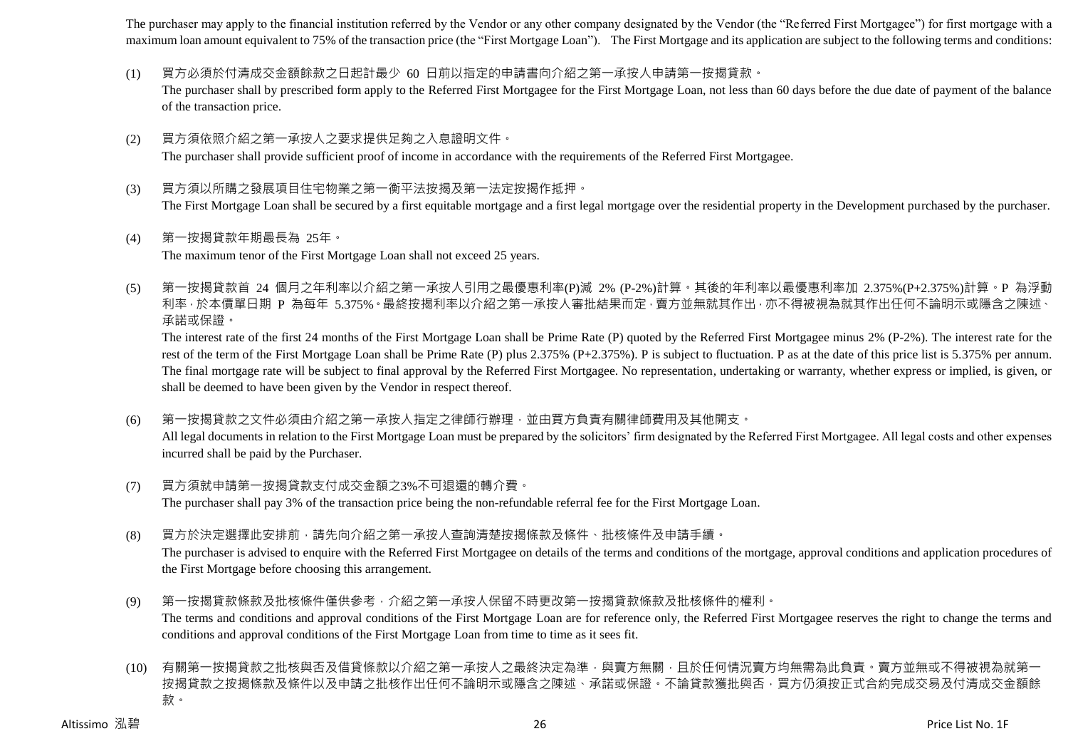The purchaser may apply to the financial institution referred by the Vendor or any other company designated by the Vendor (the "Referred First Mortgagee") for first mortgage with a maximum loan amount equivalent to 75% of the transaction price (the "First Mortgage Loan"). The First Mortgage and its application are subject to the following terms and conditions:

(1) 買方必須於付清成交金額餘款之日起計最少 60 日前以指定的申請書向介紹之第一承按人申請第一按揭貸款。
The purchaser shall by prescribed form apply to the Referred First Mortgagee for the First Mortgage Loan, not less than 60 days before the due date of payment of the balance of the transaction price.

(2) 買方須依照介紹之第一承按人之要求提供足夠之入息證明文件。
The purchaser shall provide sufficient proof of income in accordance with the requirements of the Referred First Mortgagee.

(3) 買方須以所購之發展項目住宅物業之第一衡平法按揭及第一法定按揭作抵押。
The First Mortgage Loan shall be secured by a first equitable mortgage and a first legal mortgage over the residential property in the Development purchased by the purchaser.

(4) 第一按揭貸款年期最長為 25年。
The maximum tenor of the First Mortgage Loan shall not exceed 25 years.

(5) 第一按揭貸款首 24 個月之年利率以介紹之第一承按人引用之最優惠利率(P)減 2% (P-2%)計算。其後的年利率以最優惠利率加 2.375%(P+2.375%)計算。P 為浮動利率，於本價單日期 P 為每年 5.375%。最終按揭利率以介紹之第一承按人審批結果而定，賣方並無就其作出，亦不得被視為就其作出任何不論明示或隱含之陳述、承諾或保證。
The interest rate of the first 24 months of the First Mortgage Loan shall be Prime Rate (P) quoted by the Referred First Mortgagee minus 2% (P-2%). The interest rate for the rest of the term of the First Mortgage Loan shall be Prime Rate (P) plus 2.375% (P+2.375%). P is subject to fluctuation. P as at the date of this price list is 5.375% per annum. The final mortgage rate will be subject to final approval by the Referred First Mortgagee. No representation, undertaking or warranty, whether express or implied, is given, or shall be deemed to have been given by the Vendor in respect thereof.

(6) 第一按揭貸款之文件必須由介紹之第一承按人指定之律師行辦理，並由買方負責有關律師費用及其他開支。
All legal documents in relation to the First Mortgage Loan must be prepared by the solicitors' firm designated by the Referred First Mortgagee. All legal costs and other expenses incurred shall be paid by the Purchaser.

(7) 買方須就申請第一按揭貸款支付成交金額之3%不可退還的轉介費。
The purchaser shall pay 3% of the transaction price being the non-refundable referral fee for the First Mortgage Loan.

(8) 買方於決定選擇此安排前，請先向介紹之第一承按人查詢清楚按揭條款及條件、批核條件及申請手續。
The purchaser is advised to enquire with the Referred First Mortgagee on details of the terms and conditions of the mortgage, approval conditions and application procedures of the First Mortgage before choosing this arrangement.

(9) 第一按揭貸款條款及批核條件僅供參考，介紹之第一承按人保留不時更改第一按揭貸款條款及批核條件的權利。
The terms and conditions and approval conditions of the First Mortgage Loan are for reference only, the Referred First Mortgagee reserves the right to change the terms and conditions and approval conditions of the First Mortgage Loan from time to time as it sees fit.

(10) 有關第一按揭貸款之批核與否及借貸條款以介紹之第一承按人之最終決定為準，與賣方無關，且於任何情況賣方均無需為此負責。賣方並無或不得被視為就第一按揭貸款之按揭條款及條件以及申請之批核作出任何不論明示或隱含之陳述、承諾或保證。不論貸款獲批與否，買方仍須按正式合約完成交易及付清成交金額餘款。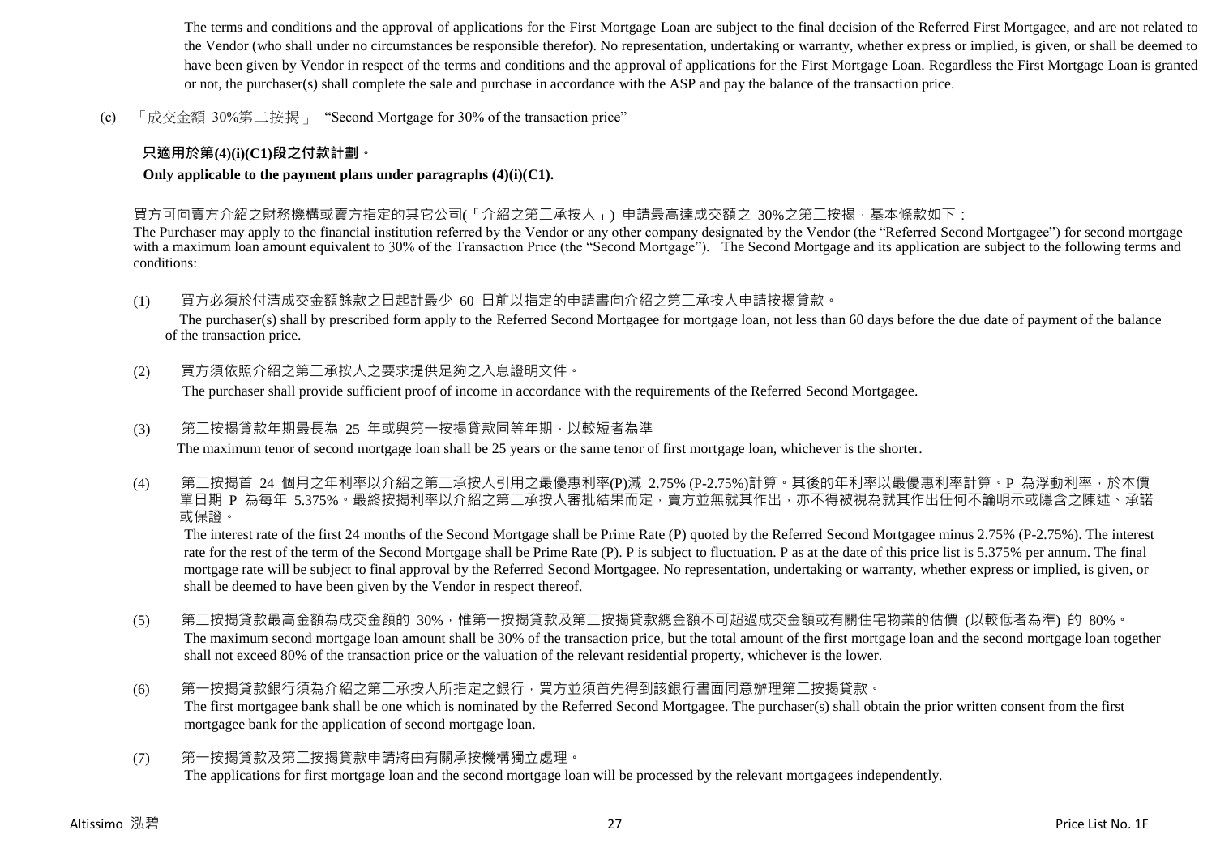The terms and conditions and the approval of applications for the First Mortgage Loan are subject to the final decision of the Referred First Mortgagee, and are not related to the Vendor (who shall under no circumstances be responsible therefor). No representation, undertaking or warranty, whether express or implied, is given, or shall be deemed to have been given by Vendor in respect of the terms and conditions and the approval of applications for the First Mortgage Loan. Regardless the First Mortgage Loan is granted or not, the purchaser(s) shall complete the sale and purchase in accordance with the ASP and pay the balance of the transaction price.

(c) 「成交金額 30%第二按揭」 "Second Mortgage for 30% of the transaction price"

**只適用於第(4)(i)(C1)段之付款計劃。**

**Only applicable to the payment plans under paragraphs (4)(i)(C1).**

買方可向賣方介紹之財務機構或賣方指定的其它公司(「介紹之第二承按人」) 申請最高達成交額之 30%之第二按揭，基本條款如下：
The Purchaser may apply to the financial institution referred by the Vendor or any other company designated by the Vendor (the "Referred Second Mortgagee") for second mortgage with a maximum loan amount equivalent to 30% of the Transaction Price (the "Second Mortgage"). The Second Mortgage and its application are subject to the following terms and conditions:

(1) 買方必須於付清成交金額餘款之日起計最少 60 日前以指定的申請書向介紹之第二承按人申請按揭貸款。
The purchaser(s) shall by prescribed form apply to the Referred Second Mortgagee for mortgage loan, not less than 60 days before the due date of payment of the balance of the transaction price.

(2) 買方須依照介紹之第二承按人之要求提供足夠之入息證明文件。
The purchaser shall provide sufficient proof of income in accordance with the requirements of the Referred Second Mortgagee.

(3) 第二按揭貸款年期最長為 25 年或與第一按揭貸款同等年期，以較短者為準
The maximum tenor of second mortgage loan shall be 25 years or the same tenor of first mortgage loan, whichever is the shorter.

(4) 第二按揭首 24 個月之年利率以介紹之第二承按人引用之最優惠利率(P)減 2.75% (P-2.75%)計算。其後的年利率以最優惠利率計算。P 為浮動利率，於本價單日期 P 為每年 5.375%。最終按揭利率以介紹之第二承按人審批結果而定，賣方並無就其作出，亦不得被視為就其作出任何不論明示或隱含之陳述、承諾或保證。
The interest rate of the first 24 months of the Second Mortgage shall be Prime Rate (P) quoted by the Referred Second Mortgagee minus 2.75% (P-2.75%). The interest rate for the rest of the term of the Second Mortgage shall be Prime Rate (P). P is subject to fluctuation. P as at the date of this price list is 5.375% per annum. The final mortgage rate will be subject to final approval by the Referred Second Mortgagee. No representation, undertaking or warranty, whether express or implied, is given, or shall be deemed to have been given by the Vendor in respect thereof.

(5) 第二按揭貸款最高金額為成交金額的 30%，惟第一按揭貸款及第二按揭貸款總金額不可超過成交金額或有關住宅物業的估價 (以較低者為準) 的 80%。
The maximum second mortgage loan amount shall be 30% of the transaction price, but the total amount of the first mortgage loan and the second mortgage loan together shall not exceed 80% of the transaction price or the valuation of the relevant residential property, whichever is the lower.

(6) 第一按揭貸款銀行須為介紹之第二承按人所指定之銀行，買方並須首先得到該銀行書面同意辦理第二按揭貸款。
The first mortgagee bank shall be one which is nominated by the Referred Second Mortgagee. The purchaser(s) shall obtain the prior written consent from the first mortgagee bank for the application of second mortgage loan.

(7) 第一按揭貸款及第二按揭貸款申請將由有關承按機構獨立處理。
The applications for first mortgage loan and the second mortgage loan will be processed by the relevant mortgagees independently.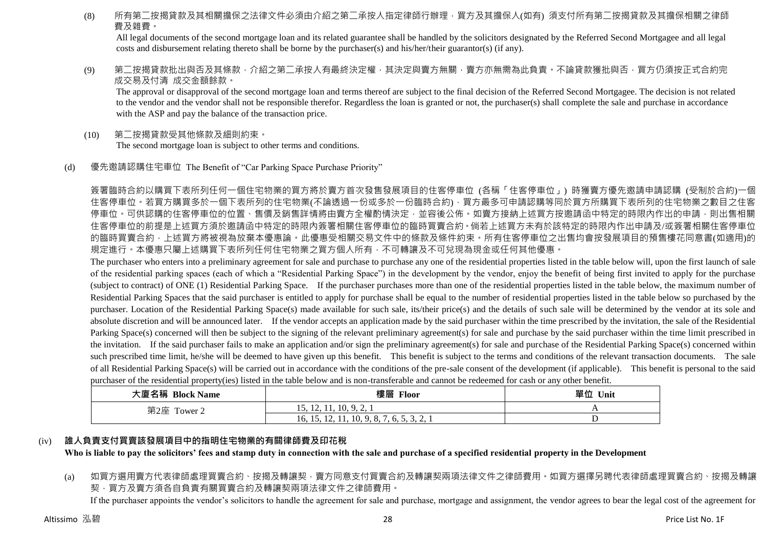(8) 所有第二按揭貸款及其相關擔保之法律文件必須由介紹之第二承按人指定律師行辦理，買方及其擔保人(如有) 須支付所有第二按揭貸款及其擔保相關之律師費及雜費。

All legal documents of the second mortgage loan and its related guarantee shall be handled by the solicitors designated by the Referred Second Mortgagee and all legal costs and disbursement relating thereto shall be borne by the purchaser(s) and his/her/their guarantor(s) (if any).

(9) 第二按揭貸款批出與否及其條款，介紹之第二承按人有最終決定權，其決定與賣方無關，賣方亦無需為此負責。不論貸款獲批與否，買方仍須按正式合約完成交易及付清 成交金額餘款。

The approval or disapproval of the second mortgage loan and terms thereof are subject to the final decision of the Referred Second Mortgagee. The decision is not related to the vendor and the vendor shall not be responsible therefor. Regardless the loan is granted or not, the purchaser(s) shall complete the sale and purchase in accordance with the ASP and pay the balance of the transaction price.

(10) 第二按揭貸款受其他條款及細則約束。

The second mortgage loan is subject to other terms and conditions.

(d) 優先邀請認購住宅車位 The Benefit of "Car Parking Space Purchase Priority"

簽署臨時合約以購買下表所列任何一個住宅物業的買方將於賣方首次發售發展項目的住客停車位 (各稱「住客停車位」) 時獲賣方優先邀請申請認購 (受制於合約)一個住客停車位。若買方購買多於一個下表所列的住宅物業(不論透過一份或多於一份臨時合約)，買方最多可申請認購等同於買方所購買下表所列的住宅物業之數目之住客停車位。可供認購的住客停車位的位置、售價及銷售詳情將由賣方全權酌情決定，並容後公佈。如賣方接納上述買方按邀請函中特定的時限內作出的申請，則出售相關住客停車位的前提是上述買方須於邀請函中特定的時限內簽署相關住客停車位的臨時買賣合約。倘若上述買方未有於該特定的時限內作出申請及/或簽署相關住客停車位的臨時買賣合約，上述買方將被視為放棄本優惠論。此優惠受相關交易文件中的條款及條件約束。所有住客停車位之出售均會按發展項目的預售樓花同意書(如適用)的規定進行。本優惠只屬上述購買下表所列任何住宅物業之買方個人所有，不可轉讓及不可兌現為現金或任何其他優惠。

The purchaser who enters into a preliminary agreement for sale and purchase to purchase any one of the residential properties listed in the table below will, upon the first launch of sale of the residential parking spaces (each of which a "Residential Parking Space") in the development by the vendor, enjoy the benefit of being first invited to apply for the purchase (subject to contract) of ONE (1) Residential Parking Space. If the purchaser purchases more than one of the residential properties listed in the table below, the maximum number of Residential Parking Spaces that the said purchaser is entitled to apply for purchase shall be equal to the number of residential properties listed in the table below so purchased by the purchaser. Location of the Residential Parking Space(s) made available for such sale, its/their price(s) and the details of such sale will be determined by the vendor at its sole and absolute discretion and will be announced later. If the vendor accepts an application made by the said purchaser within the time prescribed by the invitation, the sale of the Residential Parking Space(s) concerned will then be subject to the signing of the relevant preliminary agreement(s) for sale and purchase by the said purchaser within the time limit prescribed in the invitation. If the said purchaser fails to make an application and/or sign the preliminary agreement(s) for sale and purchase of the Residential Parking Space(s) concerned within such prescribed time limit, he/she will be deemed to have given up this benefit. This benefit is subject to the terms and conditions of the relevant transaction documents. The sale of all Residential Parking Space(s) will be carried out in accordance with the conditions of the pre-sale consent of the development (if applicable). This benefit is personal to the said purchaser of the residential property(ies) listed in the table below and is non-transferable and cannot be redeemed for cash or any other benefit.

| 大廈名稱 Block Name | 樓層 Floor | 單位 Unit |
|---|---|---|
| 第2座 Tower 2 | 15, 12, 11, 10, 9, 2, 1 | A |
| | 16, 15, 12, 11, 10, 9, 8, 7, 6, 5, 3, 2, 1 | D |

(iv) **誰人負責支付買賣該發展項目中的指明住宅物業的有關律師費及印花稅**
**Who is liable to pay the solicitors' fees and stamp duty in connection with the sale and purchase of a specified residential property in the Development**

(a) 如買方選用賣方代表律師處理買賣合約、按揭及轉讓契，賣方同意支付買賣合約及轉讓契兩項法律文件之律師費用。如買方選擇另聘代表律師處理買賣合約、按揭及轉讓契，買方及賣方須各自負責有關買賣合約及轉讓契兩項法律文件之律師費用。

If the purchaser appoints the vendor's solicitors to handle the agreement for sale and purchase, mortgage and assignment, the vendor agrees to bear the legal cost of the agreement for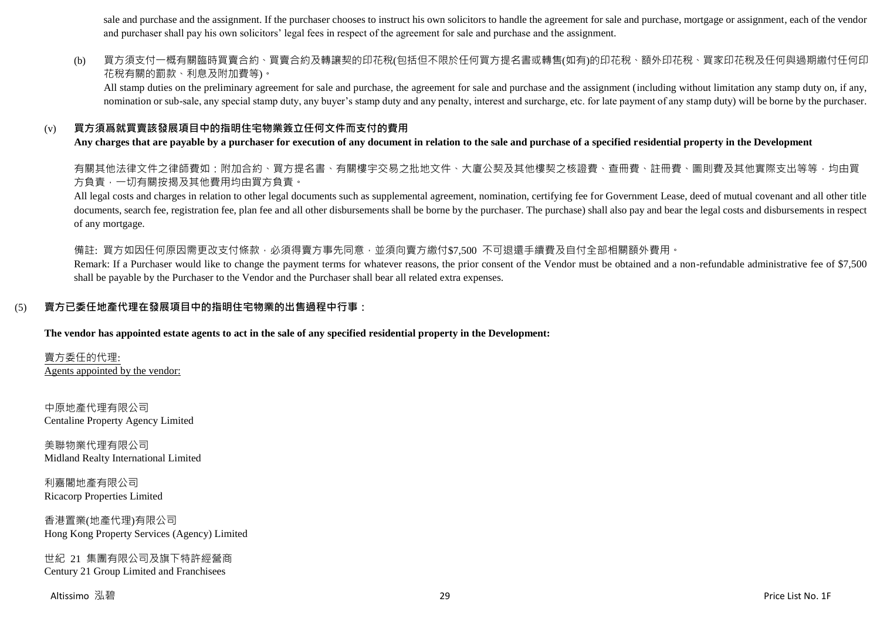sale and purchase and the assignment. If the purchaser chooses to instruct his own solicitors to handle the agreement for sale and purchase, mortgage or assignment, each of the vendor and purchaser shall pay his own solicitors' legal fees in respect of the agreement for sale and purchase and the assignment.

(b) 買方須支付一概有關臨時買賣合約、買賣合約及轉讓契的印花稅(包括但不限於任何買方提名書或轉售(如有)的印花稅、額外印花稅、買家印花稅及任何與過期繳付任何印花稅有關的罰款、利息及附加費等)。
All stamp duties on the preliminary agreement for sale and purchase, the agreement for sale and purchase and the assignment (including without limitation any stamp duty on, if any, nomination or sub-sale, any special stamp duty, any buyer's stamp duty and any penalty, interest and surcharge, etc. for late payment of any stamp duty) will be borne by the purchaser.

(v) **買方須爲就買賣該發展項目中的指明住宅物業簽立任何文件而支付的費用**
**Any charges that are payable by a purchaser for execution of any document in relation to the sale and purchase of a specified residential property in the Development**

有關其他法律文件之律師費如：附加合約、買方提名書、有關樓宇交易之批地文件、大廈公契及其他樓契之核證費、查冊費、註冊費、圖則費及其他實際支出等等，均由買方負責，一切有關按揭及其他費用均由買方負責。
All legal costs and charges in relation to other legal documents such as supplemental agreement, nomination, certifying fee for Government Lease, deed of mutual covenant and all other title documents, search fee, registration fee, plan fee and all other disbursements shall be borne by the purchaser. The purchase) shall also pay and bear the legal costs and disbursements in respect of any mortgage.

備註: 買方如因任何原因需更改支付條款，必須得賣方事先同意，並須向賣方繳付$7,500 不可退還手續費及自付全部相關額外費用。
Remark: If a Purchaser would like to change the payment terms for whatever reasons, the prior consent of the Vendor must be obtained and a non-refundable administrative fee of $7,500 shall be payable by the Purchaser to the Vendor and the Purchaser shall bear all related extra expenses.

## (5) 賣方已委任地產代理在發展項目中的指明住宅物業的出售過程中行事：

**The vendor has appointed estate agents to act in the sale of any specified residential property in the Development:**

賣方委任的代理:
Agents appointed by the vendor:

中原地產代理有限公司
Centaline Property Agency Limited

美聯物業代理有限公司
Midland Realty International Limited

利嘉閣地產有限公司
Ricacorp Properties Limited

香港置業(地產代理)有限公司
Hong Kong Property Services (Agency) Limited

世紀 21 集團有限公司及旗下特許經營商
Century 21 Group Limited and Franchisees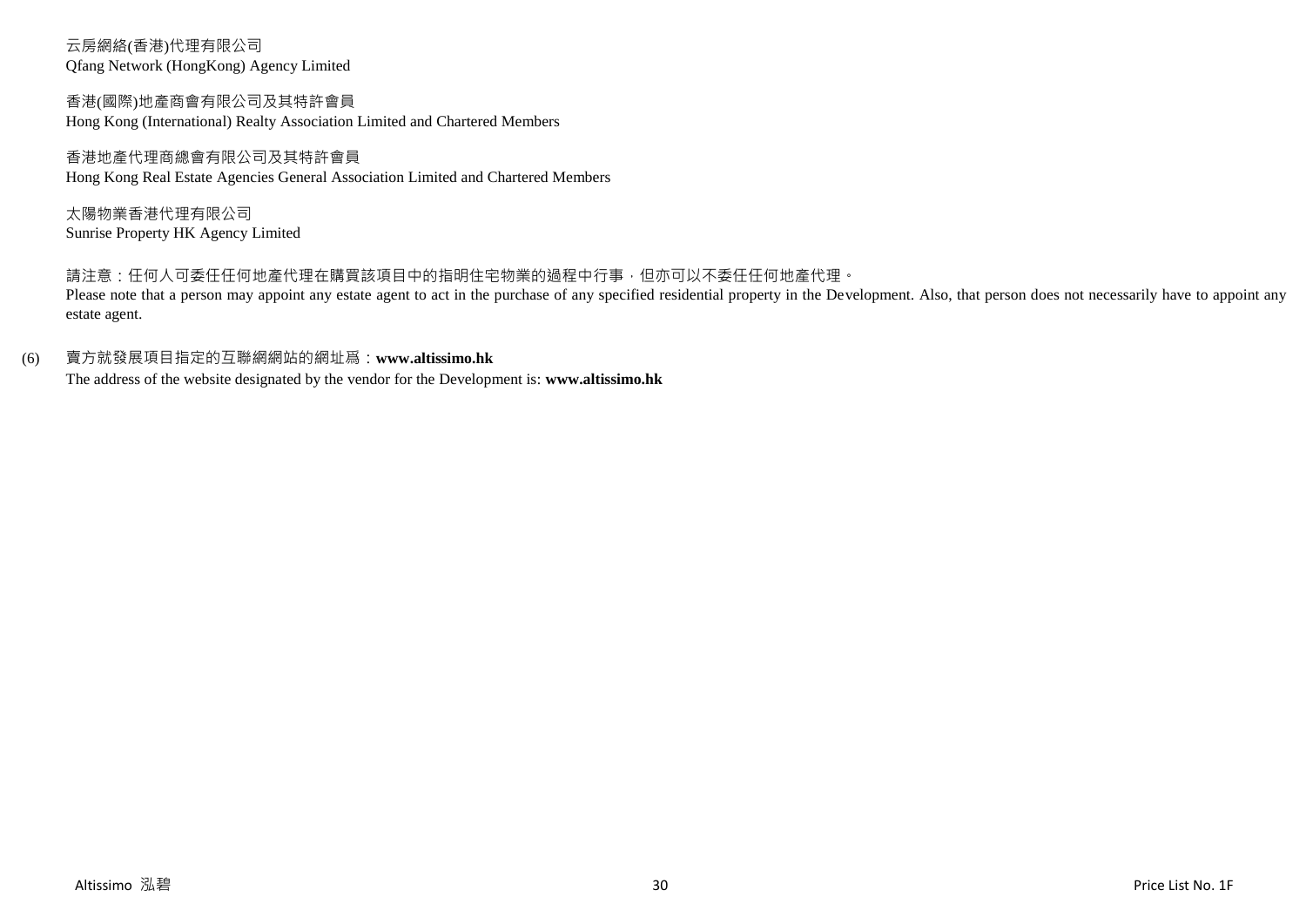云房網絡(香港)代理有限公司
Qfang Network (HongKong) Agency Limited

香港(國際)地產商會有限公司及其特許會員
Hong Kong (International) Realty Association Limited and Chartered Members

香港地產代理商總會有限公司及其特許會員
Hong Kong Real Estate Agencies General Association Limited and Chartered Members

太陽物業香港代理有限公司
Sunrise Property HK Agency Limited

請注意：任何人可委任任何地產代理在購買該項目中的指明住宅物業的過程中行事，但亦可以不委任任何地產代理。
Please note that a person may appoint any estate agent to act in the purchase of any specified residential property in the Development. Also, that person does not necessarily have to appoint any estate agent.

(6) 賣方就發展項目指定的互聯網網站的網址爲：**www.altissimo.hk**
The address of the website designated by the vendor for the Development is: **www.altissimo.hk**